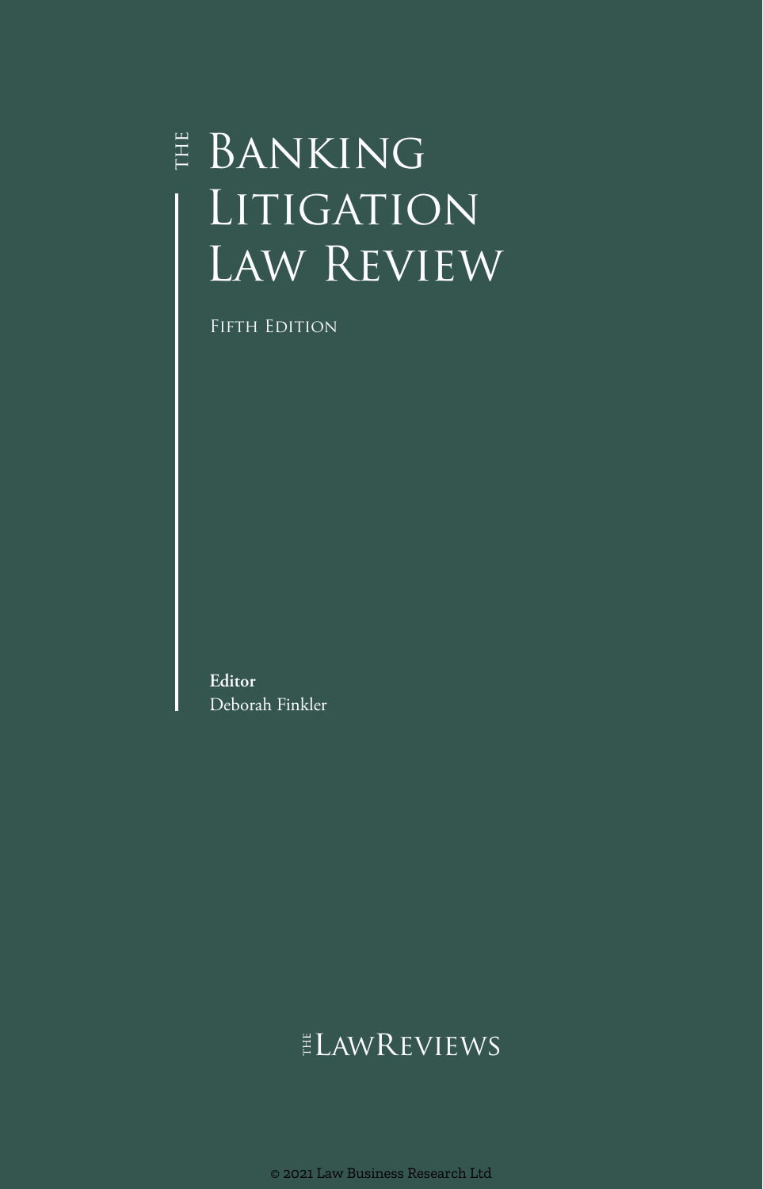# The Banking Litigation Law Review

Fifth Edition

**Editor**
Deborah Finkler

TheLawReviews

© 2021 Law Business Research Ltd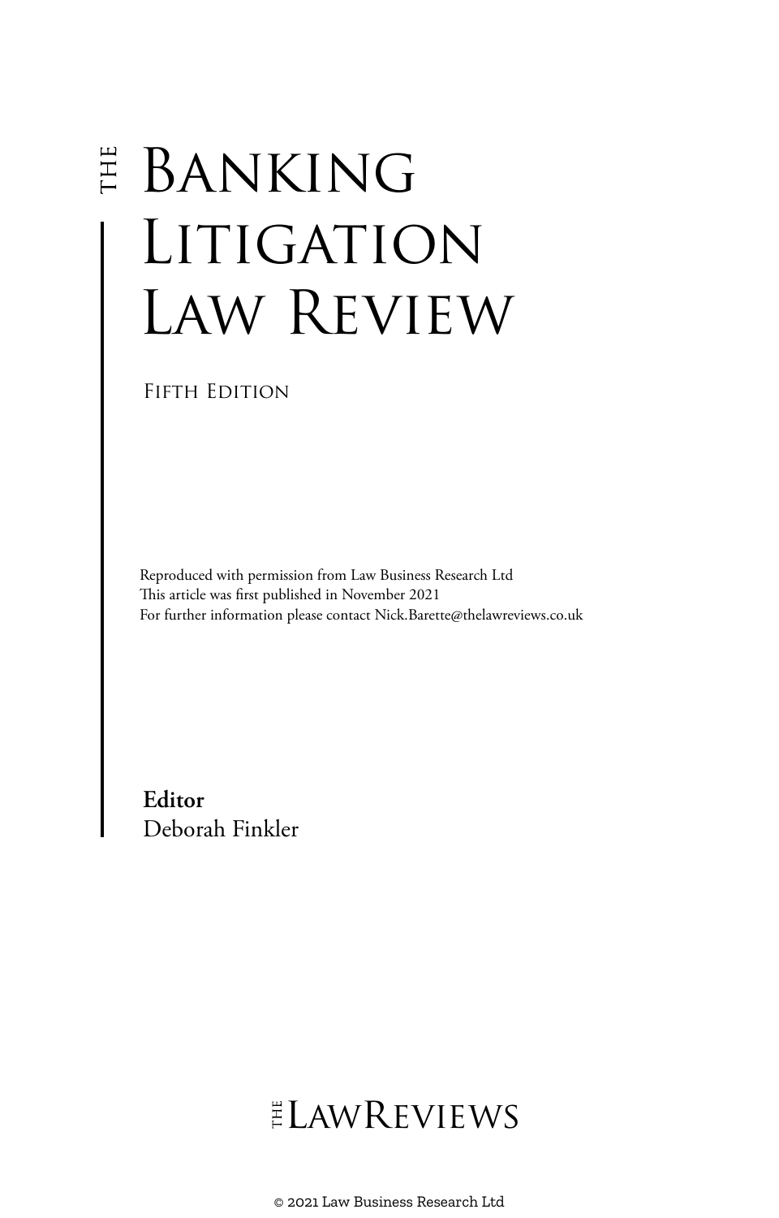# THE BANKING LITIGATION LAW REVIEW

FIFTH EDITION

Reproduced with permission from Law Business Research Ltd
This article was first published in November 2021
For further information please contact Nick.Barette@thelawreviews.co.uk

**Editor**
Deborah Finkler

THE LAWREVIEWS

© 2021 Law Business Research Ltd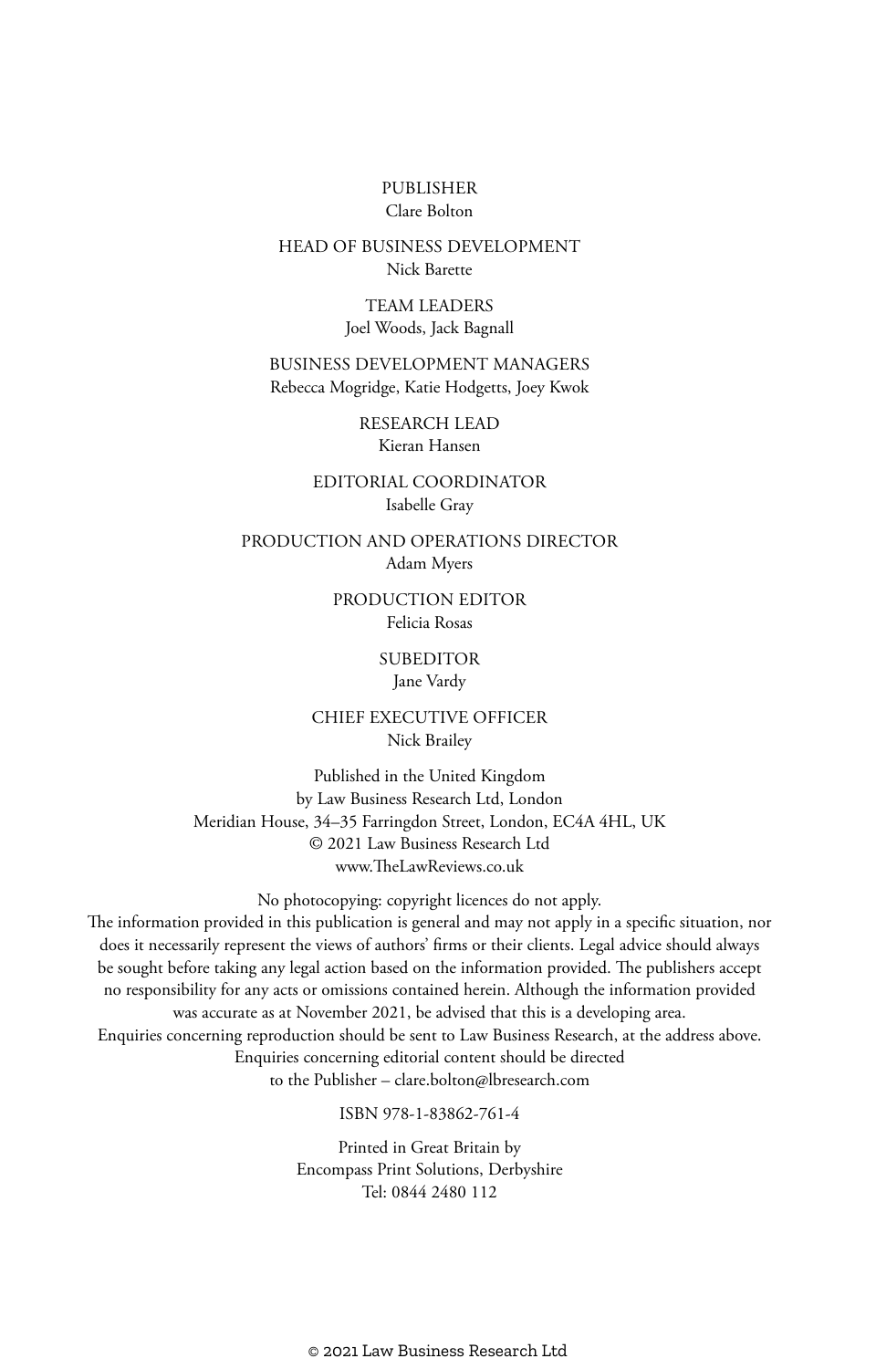PUBLISHER
Clare Bolton

HEAD OF BUSINESS DEVELOPMENT
Nick Barette

TEAM LEADERS
Joel Woods, Jack Bagnall

BUSINESS DEVELOPMENT MANAGERS
Rebecca Mogridge, Katie Hodgetts, Joey Kwok

RESEARCH LEAD
Kieran Hansen

EDITORIAL COORDINATOR
Isabelle Gray

PRODUCTION AND OPERATIONS DIRECTOR
Adam Myers

PRODUCTION EDITOR
Felicia Rosas

SUBEDITOR
Jane Vardy

CHIEF EXECUTIVE OFFICER
Nick Brailey

Published in the United Kingdom
by Law Business Research Ltd, London
Meridian House, 34–35 Farringdon Street, London, EC4A 4HL, UK
© 2021 Law Business Research Ltd
www.TheLawReviews.co.uk

No photocopying: copyright licences do not apply.
The information provided in this publication is general and may not apply in a specific situation, nor does it necessarily represent the views of authors' firms or their clients. Legal advice should always be sought before taking any legal action based on the information provided. The publishers accept no responsibility for any acts or omissions contained herein. Although the information provided was accurate as at November 2021, be advised that this is a developing area.
Enquiries concerning reproduction should be sent to Law Business Research, at the address above.
Enquiries concerning editorial content should be directed
to the Publisher – clare.bolton@lbresearch.com

ISBN 978-1-83862-761-4

Printed in Great Britain by
Encompass Print Solutions, Derbyshire
Tel: 0844 2480 112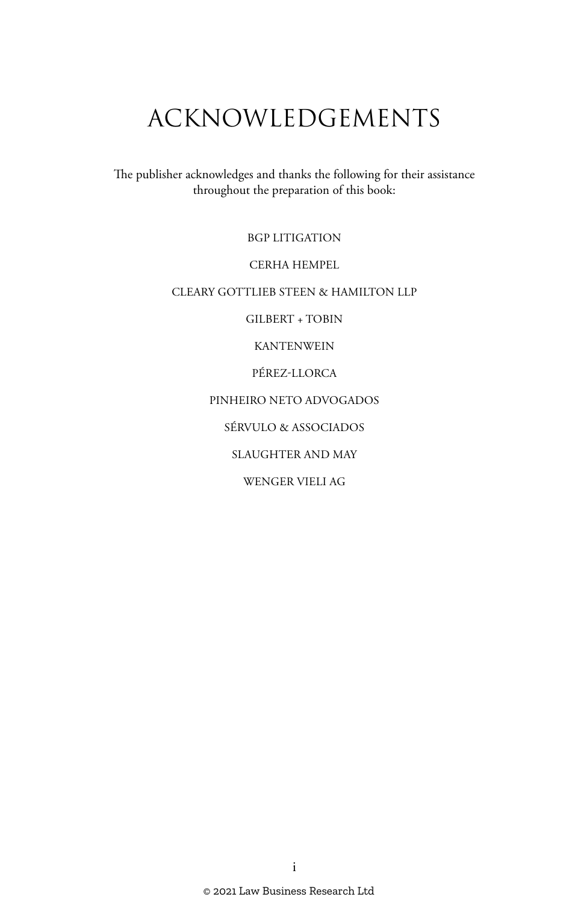# ACKNOWLEDGEMENTS

The publisher acknowledges and thanks the following for their assistance throughout the preparation of this book:

BGP LITIGATION

CERHA HEMPEL

CLEARY GOTTLIEB STEEN & HAMILTON LLP

GILBERT + TOBIN

KANTENWEIN

PÉREZ-LLORCA

PINHEIRO NETO ADVOGADOS

SÉRVULO & ASSOCIADOS

SLAUGHTER AND MAY

WENGER VIELI AG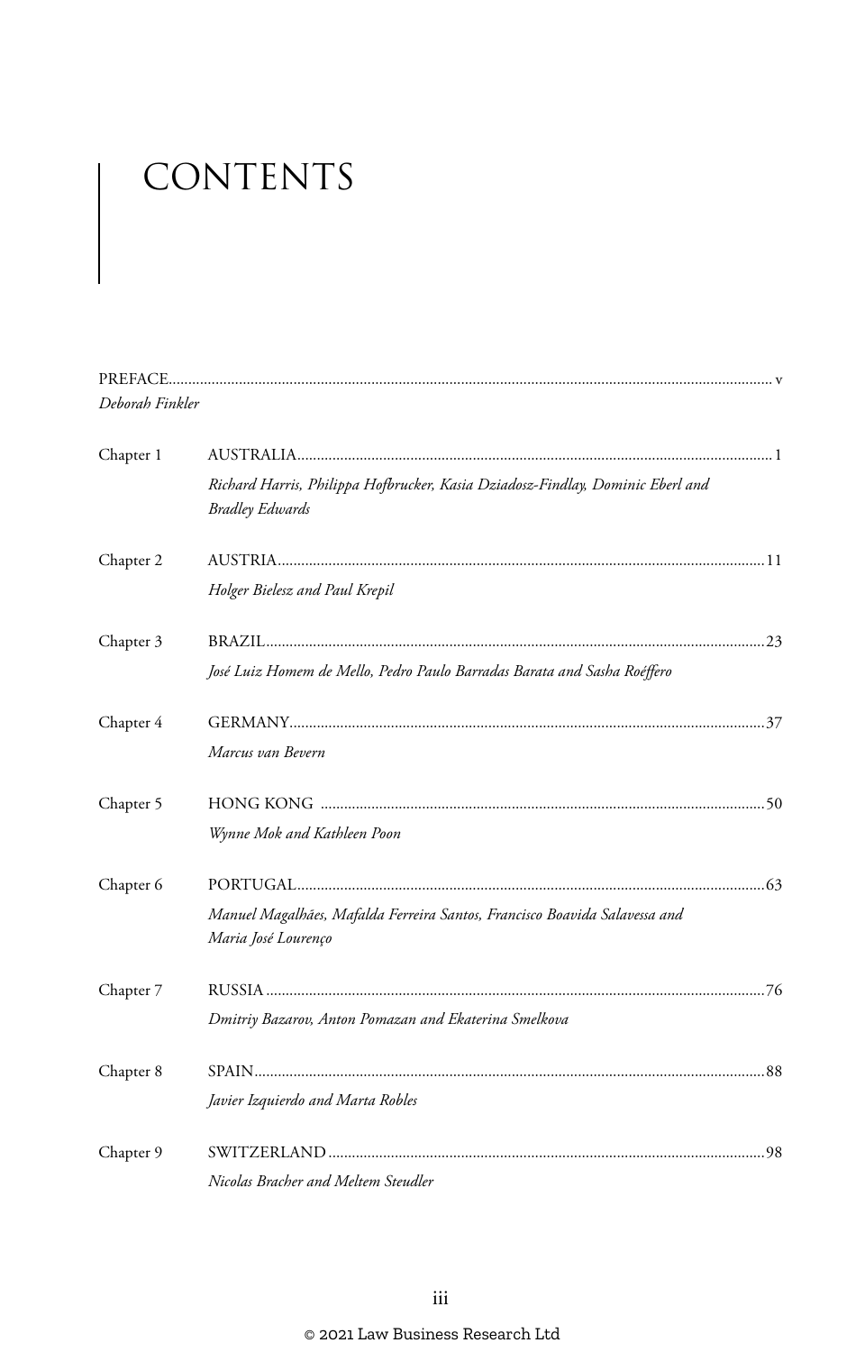# CONTENTS

PREFACE ..... v
*Deborah Finkler*

Chapter 1 AUSTRALIA ..... 1
*Richard Harris, Philippa Hofbrucker, Kasia Dziadosz-Findlay, Dominic Eberl and Bradley Edwards*

Chapter 2 AUSTRIA ..... 11
*Holger Bielesz and Paul Krepil*

Chapter 3 BRAZIL ..... 23
*José Luiz Homem de Mello, Pedro Paulo Barradas Barata and Sasha Roéffero*

Chapter 4 GERMANY ..... 37
*Marcus van Bevern*

Chapter 5 HONG KONG ..... 50
*Wynne Mok and Kathleen Poon*

Chapter 6 PORTUGAL ..... 63
*Manuel Magalhães, Mafalda Ferreira Santos, Francisco Boavida Salavessa and Maria José Lourenço*

Chapter 7 RUSSIA ..... 76
*Dmitriy Bazarov, Anton Pomazan and Ekaterina Smelkova*

Chapter 8 SPAIN ..... 88
*Javier Izquierdo and Marta Robles*

Chapter 9 SWITZERLAND ..... 98
*Nicolas Bracher and Meltem Steudler*

© 2021 Law Business Research Ltd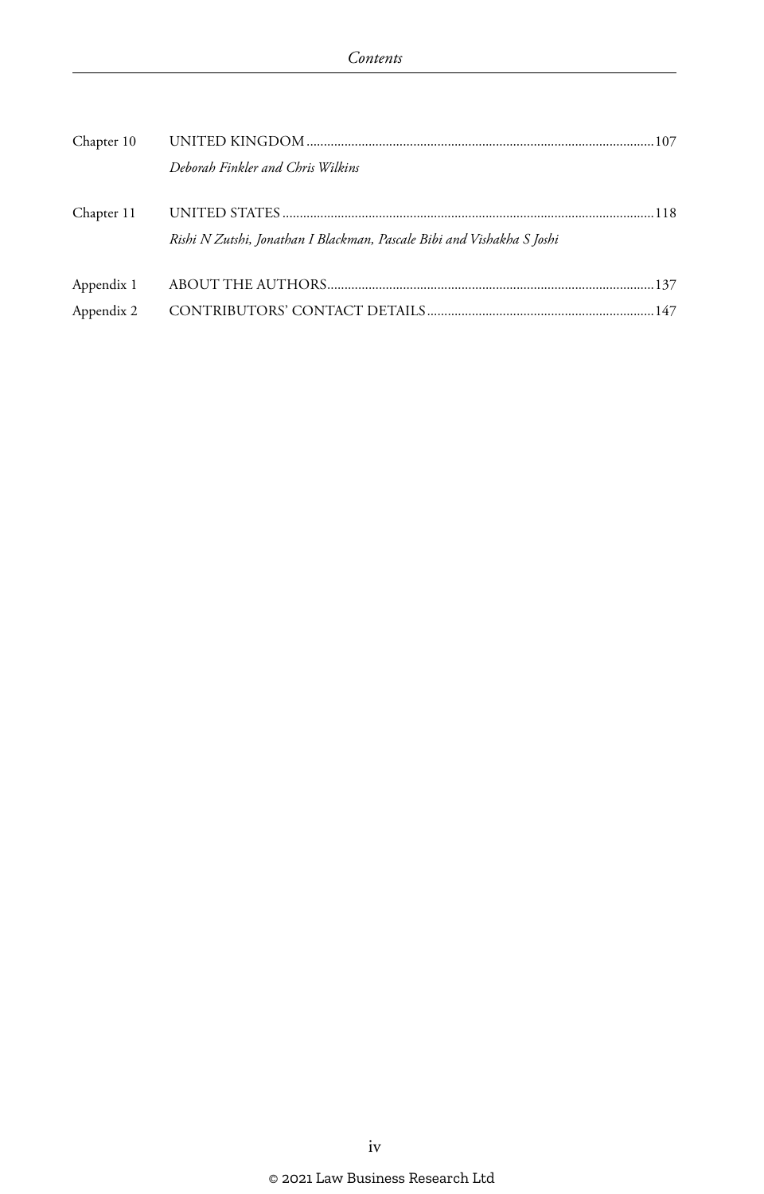Chapter 10 UNITED KINGDOM ....................................................................................................107

*Deborah Finkler and Chris Wilkins*

Chapter 11 UNITED STATES ...........................................................................................................118

*Rishi N Zutshi, Jonathan I Blackman, Pascale Bibi and Vishakha S Joshi*

Appendix 1 ABOUT THE AUTHORS..............................................................................................137

Appendix 2 CONTRIBUTORS' CONTACT DETAILS.................................................................147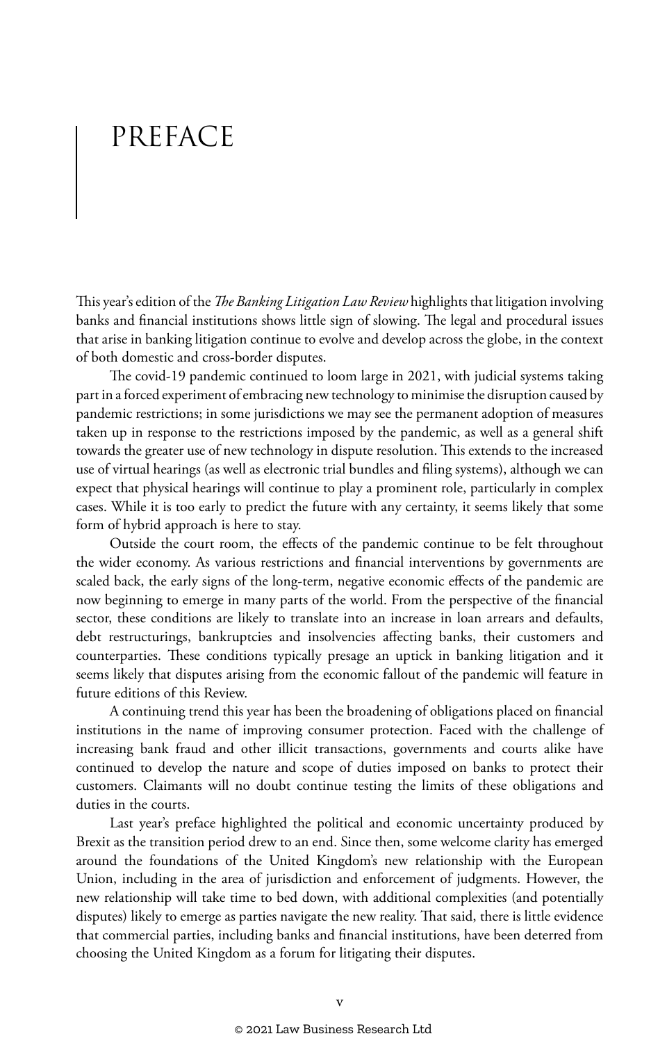# PREFACE

This year's edition of the *The Banking Litigation Law Review* highlights that litigation involving banks and financial institutions shows little sign of slowing. The legal and procedural issues that arise in banking litigation continue to evolve and develop across the globe, in the context of both domestic and cross-border disputes.

The covid-19 pandemic continued to loom large in 2021, with judicial systems taking part in a forced experiment of embracing new technology to minimise the disruption caused by pandemic restrictions; in some jurisdictions we may see the permanent adoption of measures taken up in response to the restrictions imposed by the pandemic, as well as a general shift towards the greater use of new technology in dispute resolution. This extends to the increased use of virtual hearings (as well as electronic trial bundles and filing systems), although we can expect that physical hearings will continue to play a prominent role, particularly in complex cases. While it is too early to predict the future with any certainty, it seems likely that some form of hybrid approach is here to stay.

Outside the court room, the effects of the pandemic continue to be felt throughout the wider economy. As various restrictions and financial interventions by governments are scaled back, the early signs of the long-term, negative economic effects of the pandemic are now beginning to emerge in many parts of the world. From the perspective of the financial sector, these conditions are likely to translate into an increase in loan arrears and defaults, debt restructurings, bankruptcies and insolvencies affecting banks, their customers and counterparties. These conditions typically presage an uptick in banking litigation and it seems likely that disputes arising from the economic fallout of the pandemic will feature in future editions of this Review.

A continuing trend this year has been the broadening of obligations placed on financial institutions in the name of improving consumer protection. Faced with the challenge of increasing bank fraud and other illicit transactions, governments and courts alike have continued to develop the nature and scope of duties imposed on banks to protect their customers. Claimants will no doubt continue testing the limits of these obligations and duties in the courts.

Last year's preface highlighted the political and economic uncertainty produced by Brexit as the transition period drew to an end. Since then, some welcome clarity has emerged around the foundations of the United Kingdom's new relationship with the European Union, including in the area of jurisdiction and enforcement of judgments. However, the new relationship will take time to bed down, with additional complexities (and potentially disputes) likely to emerge as parties navigate the new reality. That said, there is little evidence that commercial parties, including banks and financial institutions, have been deterred from choosing the United Kingdom as a forum for litigating their disputes.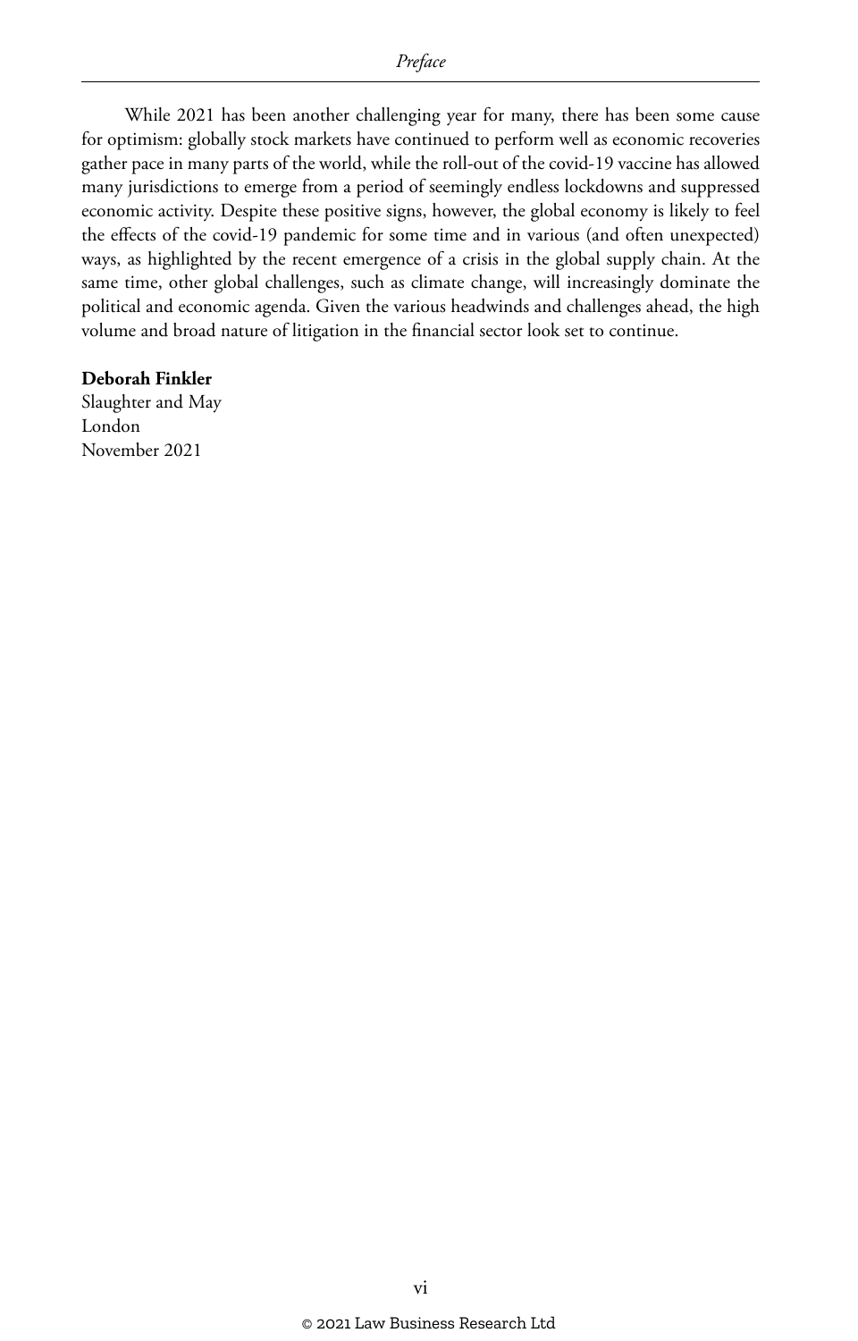While 2021 has been another challenging year for many, there has been some cause for optimism: globally stock markets have continued to perform well as economic recoveries gather pace in many parts of the world, while the roll-out of the covid-19 vaccine has allowed many jurisdictions to emerge from a period of seemingly endless lockdowns and suppressed economic activity. Despite these positive signs, however, the global economy is likely to feel the effects of the covid-19 pandemic for some time and in various (and often unexpected) ways, as highlighted by the recent emergence of a crisis in the global supply chain. At the same time, other global challenges, such as climate change, will increasingly dominate the political and economic agenda. Given the various headwinds and challenges ahead, the high volume and broad nature of litigation in the financial sector look set to continue.

**Deborah Finkler**
Slaughter and May
London
November 2021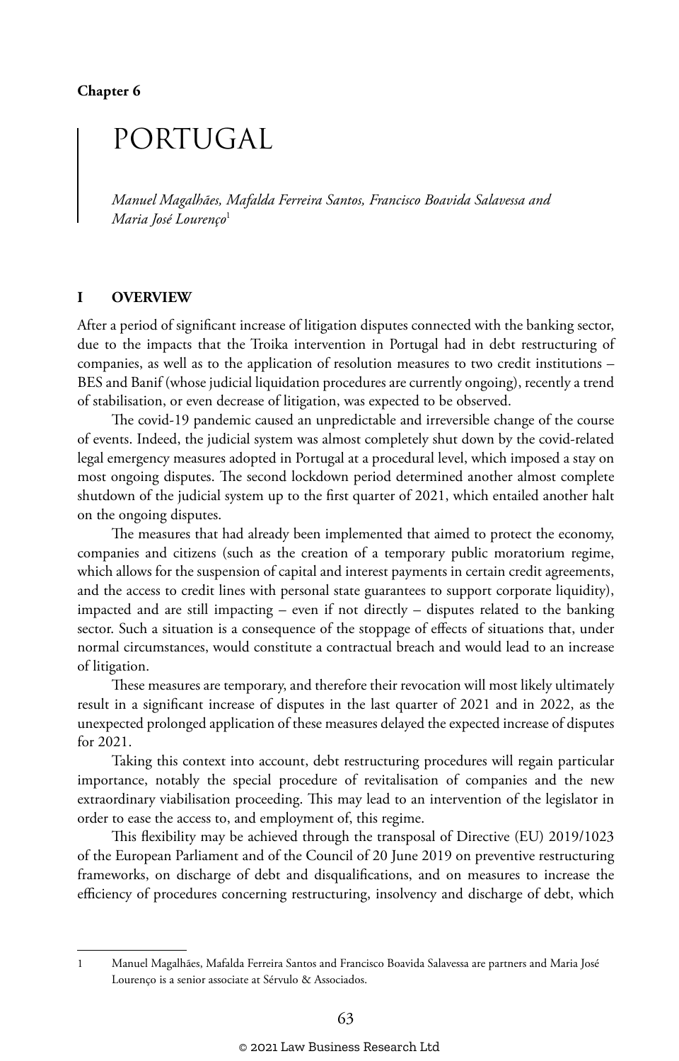**Chapter 6**

# PORTUGAL

*Manuel Magalhães, Mafalda Ferreira Santos, Francisco Boavida Salavessa and Maria José Lourenço*[1]

## I OVERVIEW

After a period of significant increase of litigation disputes connected with the banking sector, due to the impacts that the Troika intervention in Portugal had in debt restructuring of companies, as well as to the application of resolution measures to two credit institutions – BES and Banif (whose judicial liquidation procedures are currently ongoing), recently a trend of stabilisation, or even decrease of litigation, was expected to be observed.

The covid-19 pandemic caused an unpredictable and irreversible change of the course of events. Indeed, the judicial system was almost completely shut down by the covid-related legal emergency measures adopted in Portugal at a procedural level, which imposed a stay on most ongoing disputes. The second lockdown period determined another almost complete shutdown of the judicial system up to the first quarter of 2021, which entailed another halt on the ongoing disputes.

The measures that had already been implemented that aimed to protect the economy, companies and citizens (such as the creation of a temporary public moratorium regime, which allows for the suspension of capital and interest payments in certain credit agreements, and the access to credit lines with personal state guarantees to support corporate liquidity), impacted and are still impacting – even if not directly – disputes related to the banking sector. Such a situation is a consequence of the stoppage of effects of situations that, under normal circumstances, would constitute a contractual breach and would lead to an increase of litigation.

These measures are temporary, and therefore their revocation will most likely ultimately result in a significant increase of disputes in the last quarter of 2021 and in 2022, as the unexpected prolonged application of these measures delayed the expected increase of disputes for 2021.

Taking this context into account, debt restructuring procedures will regain particular importance, notably the special procedure of revitalisation of companies and the new extraordinary viabilisation proceeding. This may lead to an intervention of the legislator in order to ease the access to, and employment of, this regime.

This flexibility may be achieved through the transposal of Directive (EU) 2019/1023 of the European Parliament and of the Council of 20 June 2019 on preventive restructuring frameworks, on discharge of debt and disqualifications, and on measures to increase the efficiency of procedures concerning restructuring, insolvency and discharge of debt, which

---

1 Manuel Magalhães, Mafalda Ferreira Santos and Francisco Boavida Salavessa are partners and Maria José Lourenço is a senior associate at Sérvulo & Associados.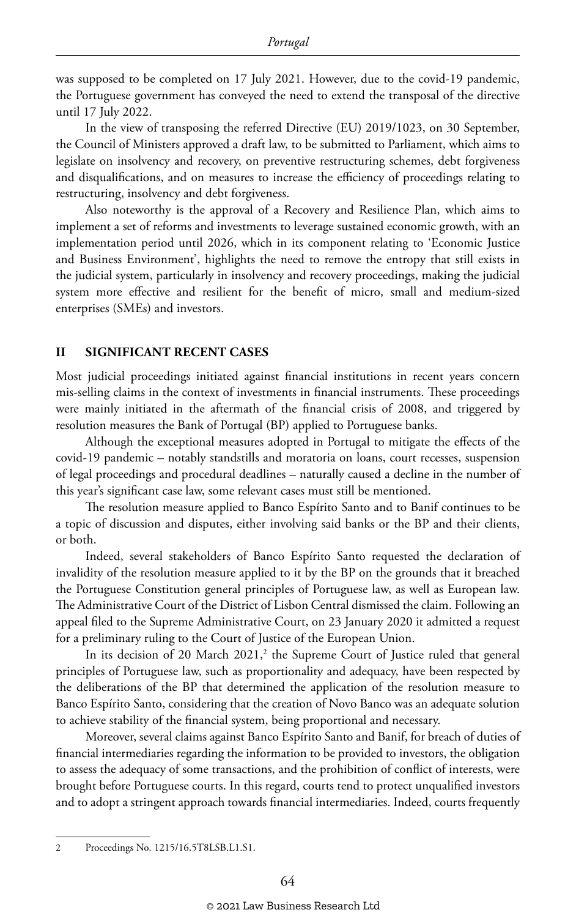was supposed to be completed on 17 July 2021. However, due to the covid-19 pandemic, the Portuguese government has conveyed the need to extend the transposal of the directive until 17 July 2022.

In the view of transposing the referred Directive (EU) 2019/1023, on 30 September, the Council of Ministers approved a draft law, to be submitted to Parliament, which aims to legislate on insolvency and recovery, on preventive restructuring schemes, debt forgiveness and disqualifications, and on measures to increase the efficiency of proceedings relating to restructuring, insolvency and debt forgiveness.

Also noteworthy is the approval of a Recovery and Resilience Plan, which aims to implement a set of reforms and investments to leverage sustained economic growth, with an implementation period until 2026, which in its component relating to 'Economic Justice and Business Environment', highlights the need to remove the entropy that still exists in the judicial system, particularly in insolvency and recovery proceedings, making the judicial system more effective and resilient for the benefit of micro, small and medium-sized enterprises (SMEs) and investors.

## II SIGNIFICANT RECENT CASES

Most judicial proceedings initiated against financial institutions in recent years concern mis-selling claims in the context of investments in financial instruments. These proceedings were mainly initiated in the aftermath of the financial crisis of 2008, and triggered by resolution measures the Bank of Portugal (BP) applied to Portuguese banks.

Although the exceptional measures adopted in Portugal to mitigate the effects of the covid-19 pandemic – notably standstills and moratoria on loans, court recesses, suspension of legal proceedings and procedural deadlines – naturally caused a decline in the number of this year's significant case law, some relevant cases must still be mentioned.

The resolution measure applied to Banco Espírito Santo and to Banif continues to be a topic of discussion and disputes, either involving said banks or the BP and their clients, or both.

Indeed, several stakeholders of Banco Espírito Santo requested the declaration of invalidity of the resolution measure applied to it by the BP on the grounds that it breached the Portuguese Constitution general principles of Portuguese law, as well as European law. The Administrative Court of the District of Lisbon Central dismissed the claim. Following an appeal filed to the Supreme Administrative Court, on 23 January 2020 it admitted a request for a preliminary ruling to the Court of Justice of the European Union.

In its decision of 20 March 2021,[2] the Supreme Court of Justice ruled that general principles of Portuguese law, such as proportionality and adequacy, have been respected by the deliberations of the BP that determined the application of the resolution measure to Banco Espírito Santo, considering that the creation of Novo Banco was an adequate solution to achieve stability of the financial system, being proportional and necessary.

Moreover, several claims against Banco Espírito Santo and Banif, for breach of duties of financial intermediaries regarding the information to be provided to investors, the obligation to assess the adequacy of some transactions, and the prohibition of conflict of interests, were brought before Portuguese courts. In this regard, courts tend to protect unqualified investors and to adopt a stringent approach towards financial intermediaries. Indeed, courts frequently

---

2 Proceedings No. 1215/16.5T8LSB.L1.S1.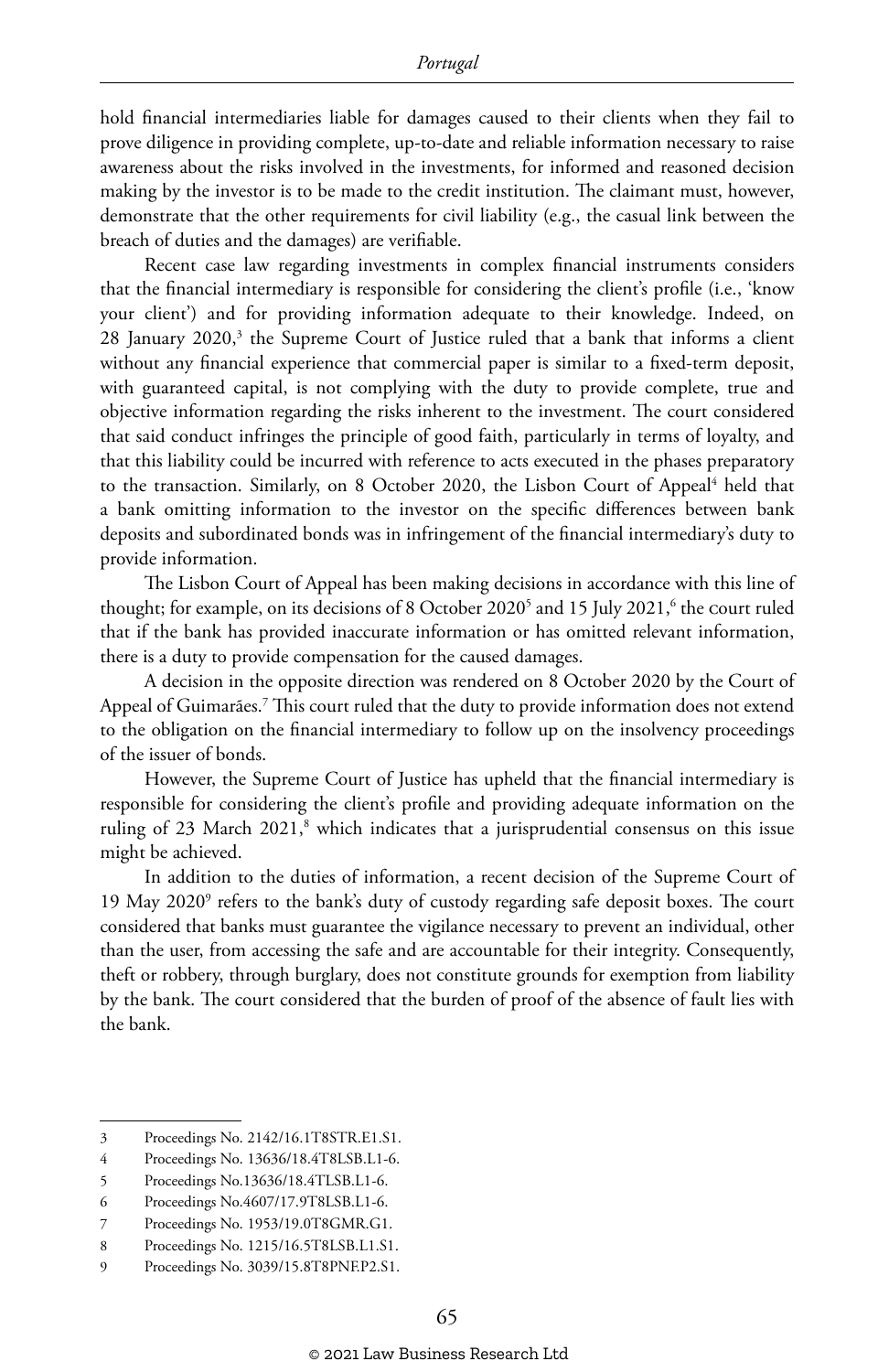hold financial intermediaries liable for damages caused to their clients when they fail to prove diligence in providing complete, up-to-date and reliable information necessary to raise awareness about the risks involved in the investments, for informed and reasoned decision making by the investor is to be made to the credit institution. The claimant must, however, demonstrate that the other requirements for civil liability (e.g., the casual link between the breach of duties and the damages) are verifiable.

Recent case law regarding investments in complex financial instruments considers that the financial intermediary is responsible for considering the client's profile (i.e., 'know your client') and for providing information adequate to their knowledge. Indeed, on 28 January 2020,[3] the Supreme Court of Justice ruled that a bank that informs a client without any financial experience that commercial paper is similar to a fixed-term deposit, with guaranteed capital, is not complying with the duty to provide complete, true and objective information regarding the risks inherent to the investment. The court considered that said conduct infringes the principle of good faith, particularly in terms of loyalty, and that this liability could be incurred with reference to acts executed in the phases preparatory to the transaction. Similarly, on 8 October 2020, the Lisbon Court of Appeal[4] held that a bank omitting information to the investor on the specific differences between bank deposits and subordinated bonds was in infringement of the financial intermediary's duty to provide information.

The Lisbon Court of Appeal has been making decisions in accordance with this line of thought; for example, on its decisions of 8 October 2020[5] and 15 July 2021,[6] the court ruled that if the bank has provided inaccurate information or has omitted relevant information, there is a duty to provide compensation for the caused damages.

A decision in the opposite direction was rendered on 8 October 2020 by the Court of Appeal of Guimarães.[7] This court ruled that the duty to provide information does not extend to the obligation on the financial intermediary to follow up on the insolvency proceedings of the issuer of bonds.

However, the Supreme Court of Justice has upheld that the financial intermediary is responsible for considering the client's profile and providing adequate information on the ruling of 23 March 2021,[8] which indicates that a jurisprudential consensus on this issue might be achieved.

In addition to the duties of information, a recent decision of the Supreme Court of 19 May 2020[9] refers to the bank's duty of custody regarding safe deposit boxes. The court considered that banks must guarantee the vigilance necessary to prevent an individual, other than the user, from accessing the safe and are accountable for their integrity. Consequently, theft or robbery, through burglary, does not constitute grounds for exemption from liability by the bank. The court considered that the burden of proof of the absence of fault lies with the bank.

---

3 Proceedings No. 2142/16.1T8STR.E1.S1.

4 Proceedings No. 13636/18.4T8LSB.L1-6.

5 Proceedings No.13636/18.4TLSB.L1-6.

6 Proceedings No.4607/17.9T8LSB.L1-6.

7 Proceedings No. 1953/19.0T8GMR.G1.

8 Proceedings No. 1215/16.5T8LSB.L1.S1.

9 Proceedings No. 3039/15.8T8PNF.P2.S1.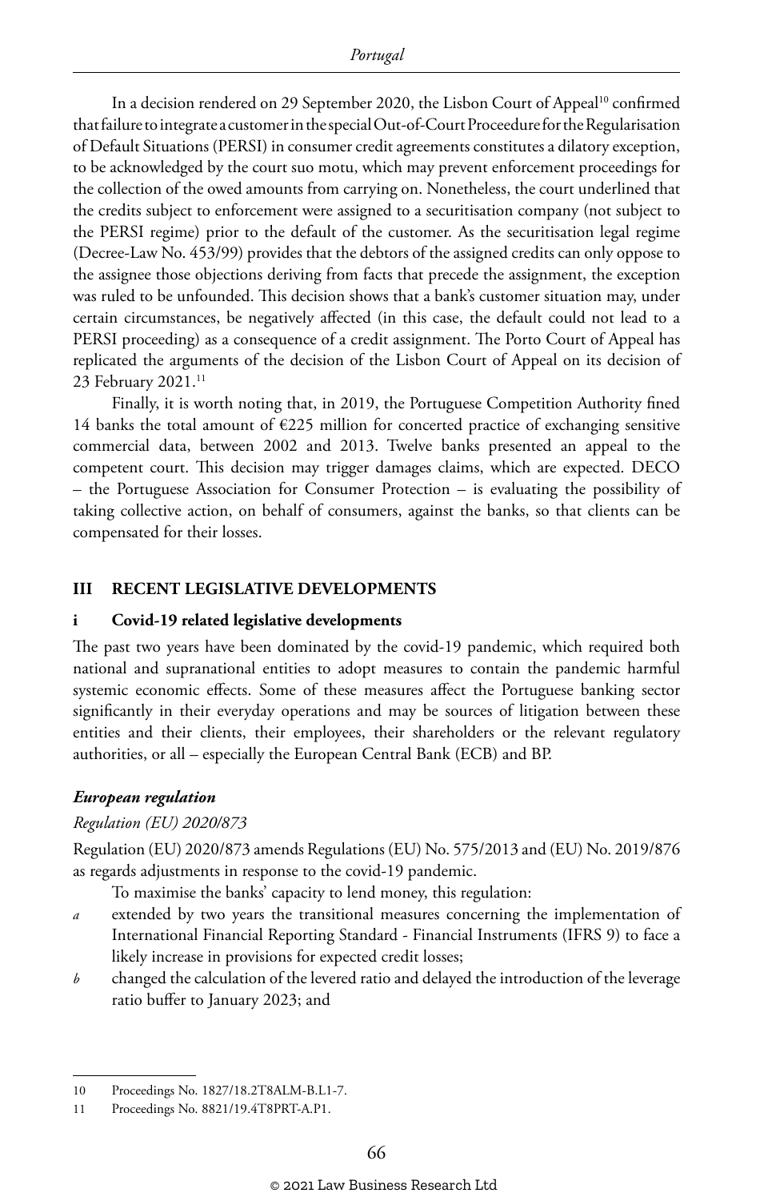In a decision rendered on 29 September 2020, the Lisbon Court of Appeal[10] confirmed that failure to integrate a customer in the special Out-of-Court Proceedure for the Regularisation of Default Situations (PERSI) in consumer credit agreements constitutes a dilatory exception, to be acknowledged by the court suo motu, which may prevent enforcement proceedings for the collection of the owed amounts from carrying on. Nonetheless, the court underlined that the credits subject to enforcement were assigned to a securitisation company (not subject to the PERSI regime) prior to the default of the customer. As the securitisation legal regime (Decree-Law No. 453/99) provides that the debtors of the assigned credits can only oppose to the assignee those objections deriving from facts that precede the assignment, the exception was ruled to be unfounded. This decision shows that a bank's customer situation may, under certain circumstances, be negatively affected (in this case, the default could not lead to a PERSI proceeding) as a consequence of a credit assignment. The Porto Court of Appeal has replicated the arguments of the decision of the Lisbon Court of Appeal on its decision of 23 February 2021.[11]

Finally, it is worth noting that, in 2019, the Portuguese Competition Authority fined 14 banks the total amount of €225 million for concerted practice of exchanging sensitive commercial data, between 2002 and 2013. Twelve banks presented an appeal to the competent court. This decision may trigger damages claims, which are expected. DECO – the Portuguese Association for Consumer Protection – is evaluating the possibility of taking collective action, on behalf of consumers, against the banks, so that clients can be compensated for their losses.

## III RECENT LEGISLATIVE DEVELOPMENTS

### i Covid-19 related legislative developments

The past two years have been dominated by the covid-19 pandemic, which required both national and supranational entities to adopt measures to contain the pandemic harmful systemic economic effects. Some of these measures affect the Portuguese banking sector significantly in their everyday operations and may be sources of litigation between these entities and their clients, their employees, their shareholders or the relevant regulatory authorities, or all – especially the European Central Bank (ECB) and BP.

#### *European regulation*

*Regulation (EU) 2020/873*

Regulation (EU) 2020/873 amends Regulations (EU) No. 575/2013 and (EU) No. 2019/876 as regards adjustments in response to the covid-19 pandemic.

To maximise the banks' capacity to lend money, this regulation:

*a* extended by two years the transitional measures concerning the implementation of International Financial Reporting Standard - Financial Instruments (IFRS 9) to face a likely increase in provisions for expected credit losses;

*b* changed the calculation of the levered ratio and delayed the introduction of the leverage ratio buffer to January 2023; and

---

10 Proceedings No. 1827/18.2T8ALM-B.L1-7.

11 Proceedings No. 8821/19.4T8PRT-A.P1.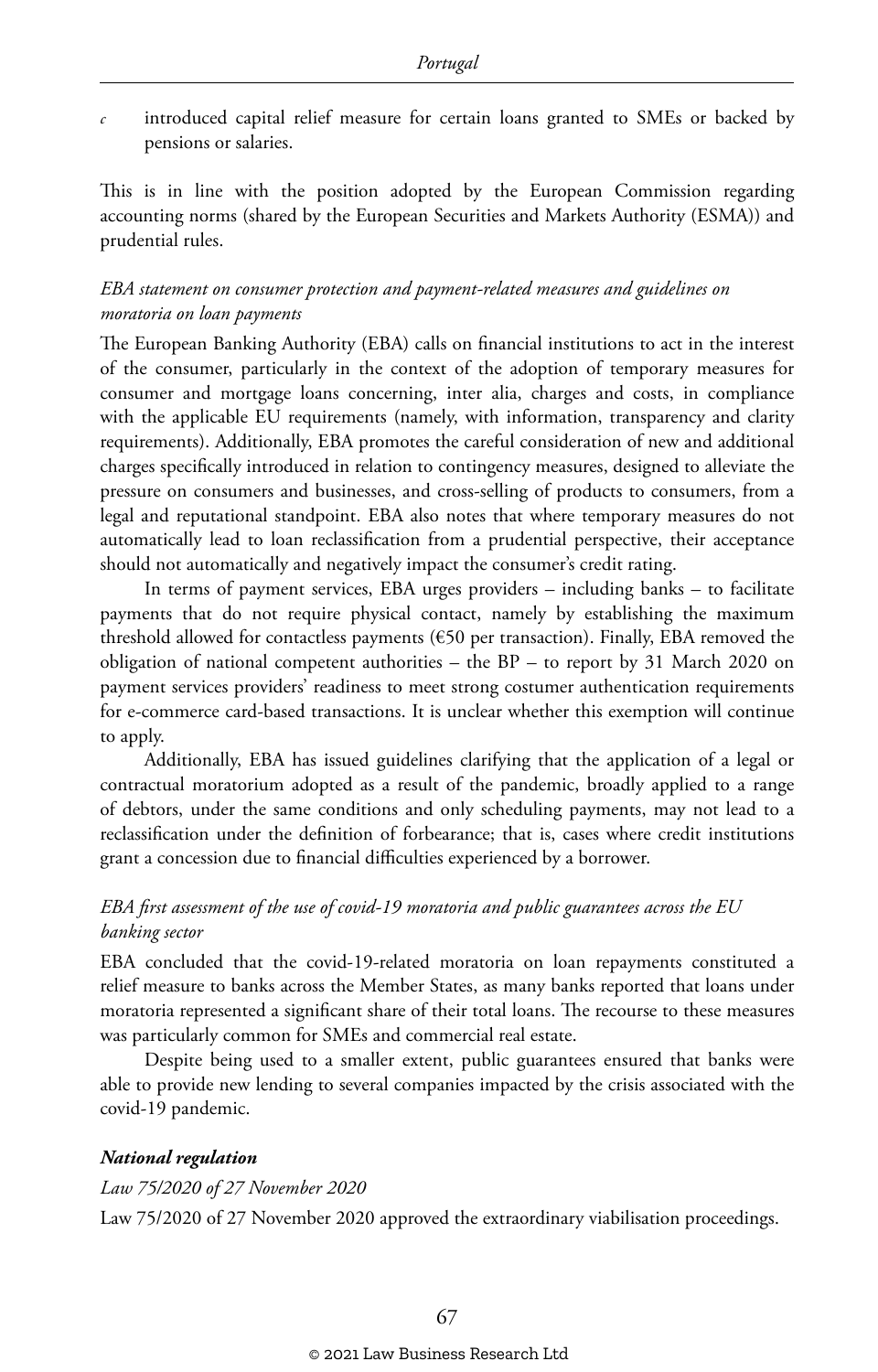*c* introduced capital relief measure for certain loans granted to SMEs or backed by pensions or salaries.

This is in line with the position adopted by the European Commission regarding accounting norms (shared by the European Securities and Markets Authority (ESMA)) and prudential rules.

*EBA statement on consumer protection and payment-related measures and guidelines on moratoria on loan payments*

The European Banking Authority (EBA) calls on financial institutions to act in the interest of the consumer, particularly in the context of the adoption of temporary measures for consumer and mortgage loans concerning, inter alia, charges and costs, in compliance with the applicable EU requirements (namely, with information, transparency and clarity requirements). Additionally, EBA promotes the careful consideration of new and additional charges specifically introduced in relation to contingency measures, designed to alleviate the pressure on consumers and businesses, and cross-selling of products to consumers, from a legal and reputational standpoint. EBA also notes that where temporary measures do not automatically lead to loan reclassification from a prudential perspective, their acceptance should not automatically and negatively impact the consumer's credit rating.

In terms of payment services, EBA urges providers – including banks – to facilitate payments that do not require physical contact, namely by establishing the maximum threshold allowed for contactless payments (€50 per transaction). Finally, EBA removed the obligation of national competent authorities – the BP – to report by 31 March 2020 on payment services providers' readiness to meet strong costumer authentication requirements for e-commerce card-based transactions. It is unclear whether this exemption will continue to apply.

Additionally, EBA has issued guidelines clarifying that the application of a legal or contractual moratorium adopted as a result of the pandemic, broadly applied to a range of debtors, under the same conditions and only scheduling payments, may not lead to a reclassification under the definition of forbearance; that is, cases where credit institutions grant a concession due to financial difficulties experienced by a borrower.

*EBA first assessment of the use of covid-19 moratoria and public guarantees across the EU banking sector*

EBA concluded that the covid-19-related moratoria on loan repayments constituted a relief measure to banks across the Member States, as many banks reported that loans under moratoria represented a significant share of their total loans. The recourse to these measures was particularly common for SMEs and commercial real estate.

Despite being used to a smaller extent, public guarantees ensured that banks were able to provide new lending to several companies impacted by the crisis associated with the covid-19 pandemic.

***National regulation***

*Law 75/2020 of 27 November 2020*

Law 75/2020 of 27 November 2020 approved the extraordinary viabilisation proceedings.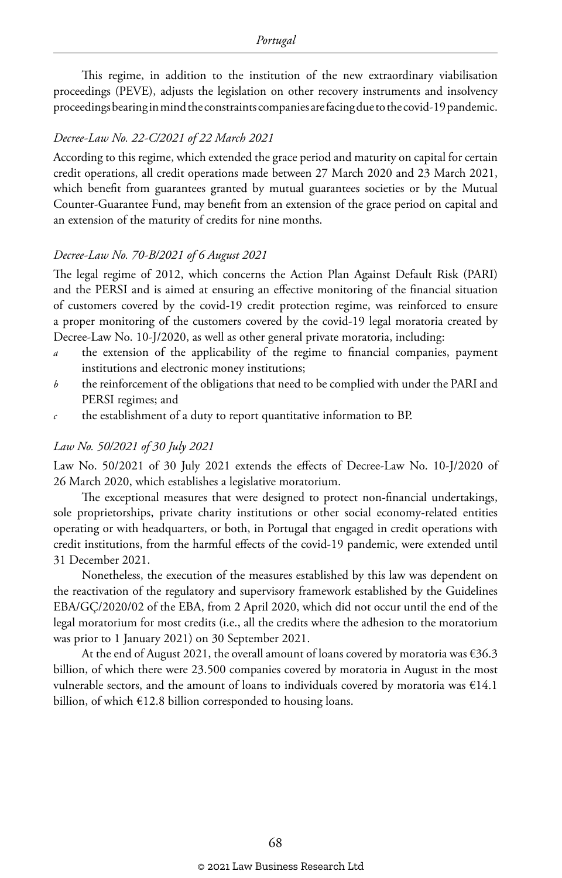This regime, in addition to the institution of the new extraordinary viabilisation proceedings (PEVE), adjusts the legislation on other recovery instruments and insolvency proceedings bearing in mind the constraints companies are facing due to the covid-19 pandemic.

*Decree-Law No. 22-C/2021 of 22 March 2021*

According to this regime, which extended the grace period and maturity on capital for certain credit operations, all credit operations made between 27 March 2020 and 23 March 2021, which benefit from guarantees granted by mutual guarantees societies or by the Mutual Counter-Guarantee Fund, may benefit from an extension of the grace period on capital and an extension of the maturity of credits for nine months.

*Decree-Law No. 70-B/2021 of 6 August 2021*

The legal regime of 2012, which concerns the Action Plan Against Default Risk (PARI) and the PERSI and is aimed at ensuring an effective monitoring of the financial situation of customers covered by the covid-19 credit protection regime, was reinforced to ensure a proper monitoring of the customers covered by the covid-19 legal moratoria created by Decree-Law No. 10-J/2020, as well as other general private moratoria, including:

*a* the extension of the applicability of the regime to financial companies, payment institutions and electronic money institutions;

*b* the reinforcement of the obligations that need to be complied with under the PARI and PERSI regimes; and

*c* the establishment of a duty to report quantitative information to BP.

*Law No. 50/2021 of 30 July 2021*

Law No. 50/2021 of 30 July 2021 extends the effects of Decree-Law No. 10-J/2020 of 26 March 2020, which establishes a legislative moratorium.

The exceptional measures that were designed to protect non-financial undertakings, sole proprietorships, private charity institutions or other social economy-related entities operating or with headquarters, or both, in Portugal that engaged in credit operations with credit institutions, from the harmful effects of the covid-19 pandemic, were extended until 31 December 2021.

Nonetheless, the execution of the measures established by this law was dependent on the reactivation of the regulatory and supervisory framework established by the Guidelines EBA/GÇ/2020/02 of the EBA, from 2 April 2020, which did not occur until the end of the legal moratorium for most credits (i.e., all the credits where the adhesion to the moratorium was prior to 1 January 2021) on 30 September 2021.

At the end of August 2021, the overall amount of loans covered by moratoria was €36.3 billion, of which there were 23.500 companies covered by moratoria in August in the most vulnerable sectors, and the amount of loans to individuals covered by moratoria was €14.1 billion, of which €12.8 billion corresponded to housing loans.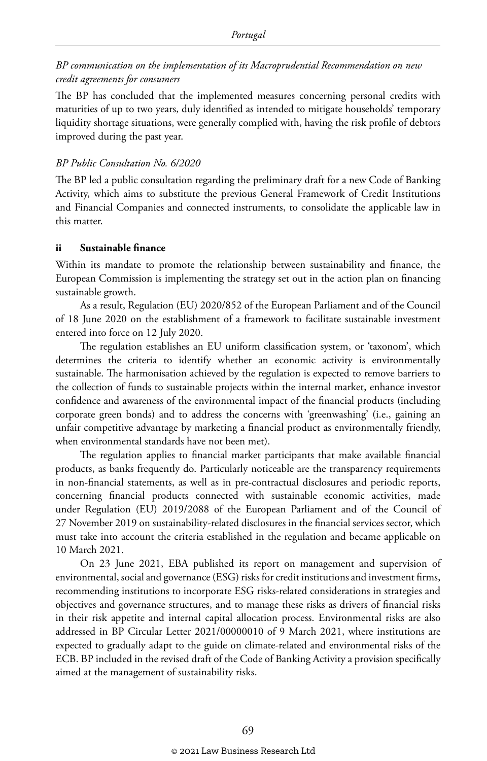*BP communication on the implementation of its Macroprudential Recommendation on new credit agreements for consumers*

The BP has concluded that the implemented measures concerning personal credits with maturities of up to two years, duly identified as intended to mitigate households' temporary liquidity shortage situations, were generally complied with, having the risk profile of debtors improved during the past year.

*BP Public Consultation No. 6/2020*

The BP led a public consultation regarding the preliminary draft for a new Code of Banking Activity, which aims to substitute the previous General Framework of Credit Institutions and Financial Companies and connected instruments, to consolidate the applicable law in this matter.

### ii Sustainable finance

Within its mandate to promote the relationship between sustainability and finance, the European Commission is implementing the strategy set out in the action plan on financing sustainable growth.

As a result, Regulation (EU) 2020/852 of the European Parliament and of the Council of 18 June 2020 on the establishment of a framework to facilitate sustainable investment entered into force on 12 July 2020.

The regulation establishes an EU uniform classification system, or 'taxonom', which determines the criteria to identify whether an economic activity is environmentally sustainable. The harmonisation achieved by the regulation is expected to remove barriers to the collection of funds to sustainable projects within the internal market, enhance investor confidence and awareness of the environmental impact of the financial products (including corporate green bonds) and to address the concerns with 'greenwashing' (i.e., gaining an unfair competitive advantage by marketing a financial product as environmentally friendly, when environmental standards have not been met).

The regulation applies to financial market participants that make available financial products, as banks frequently do. Particularly noticeable are the transparency requirements in non-financial statements, as well as in pre-contractual disclosures and periodic reports, concerning financial products connected with sustainable economic activities, made under Regulation (EU) 2019/2088 of the European Parliament and of the Council of 27 November 2019 on sustainability-related disclosures in the financial services sector, which must take into account the criteria established in the regulation and became applicable on 10 March 2021.

On 23 June 2021, EBA published its report on management and supervision of environmental, social and governance (ESG) risks for credit institutions and investment firms, recommending institutions to incorporate ESG risks-related considerations in strategies and objectives and governance structures, and to manage these risks as drivers of financial risks in their risk appetite and internal capital allocation process. Environmental risks are also addressed in BP Circular Letter 2021/00000010 of 9 March 2021, where institutions are expected to gradually adapt to the guide on climate-related and environmental risks of the ECB. BP included in the revised draft of the Code of Banking Activity a provision specifically aimed at the management of sustainability risks.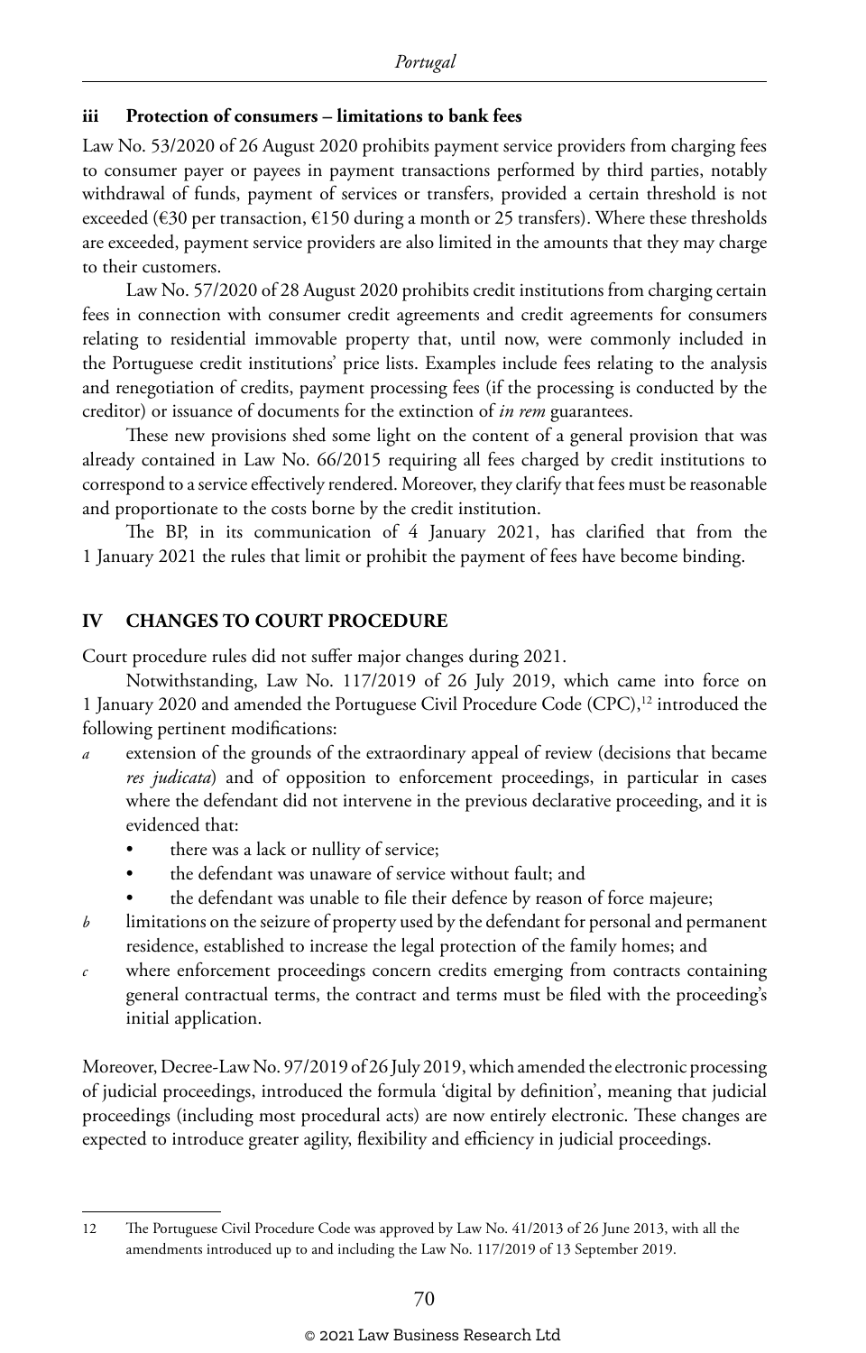### iii Protection of consumers – limitations to bank fees

Law No. 53/2020 of 26 August 2020 prohibits payment service providers from charging fees to consumer payer or payees in payment transactions performed by third parties, notably withdrawal of funds, payment of services or transfers, provided a certain threshold is not exceeded (€30 per transaction, €150 during a month or 25 transfers). Where these thresholds are exceeded, payment service providers are also limited in the amounts that they may charge to their customers.

Law No. 57/2020 of 28 August 2020 prohibits credit institutions from charging certain fees in connection with consumer credit agreements and credit agreements for consumers relating to residential immovable property that, until now, were commonly included in the Portuguese credit institutions' price lists. Examples include fees relating to the analysis and renegotiation of credits, payment processing fees (if the processing is conducted by the creditor) or issuance of documents for the extinction of *in rem* guarantees.

These new provisions shed some light on the content of a general provision that was already contained in Law No. 66/2015 requiring all fees charged by credit institutions to correspond to a service effectively rendered. Moreover, they clarify that fees must be reasonable and proportionate to the costs borne by the credit institution.

The BP, in its communication of 4 January 2021, has clarified that from the 1 January 2021 the rules that limit or prohibit the payment of fees have become binding.

## IV CHANGES TO COURT PROCEDURE

Court procedure rules did not suffer major changes during 2021.

Notwithstanding, Law No. 117/2019 of 26 July 2019, which came into force on 1 January 2020 and amended the Portuguese Civil Procedure Code (CPC),[12] introduced the following pertinent modifications:

*a* extension of the grounds of the extraordinary appeal of review (decisions that became *res judicata*) and of opposition to enforcement proceedings, in particular in cases where the defendant did not intervene in the previous declarative proceeding, and it is evidenced that:
- there was a lack or nullity of service;
- the defendant was unaware of service without fault; and
- the defendant was unable to file their defence by reason of force majeure;

*b* limitations on the seizure of property used by the defendant for personal and permanent residence, established to increase the legal protection of the family homes; and

*c* where enforcement proceedings concern credits emerging from contracts containing general contractual terms, the contract and terms must be filed with the proceeding's initial application.

Moreover, Decree-Law No. 97/2019 of 26 July 2019, which amended the electronic processing of judicial proceedings, introduced the formula 'digital by definition', meaning that judicial proceedings (including most procedural acts) are now entirely electronic. These changes are expected to introduce greater agility, flexibility and efficiency in judicial proceedings.

---

12 The Portuguese Civil Procedure Code was approved by Law No. 41/2013 of 26 June 2013, with all the amendments introduced up to and including the Law No. 117/2019 of 13 September 2019.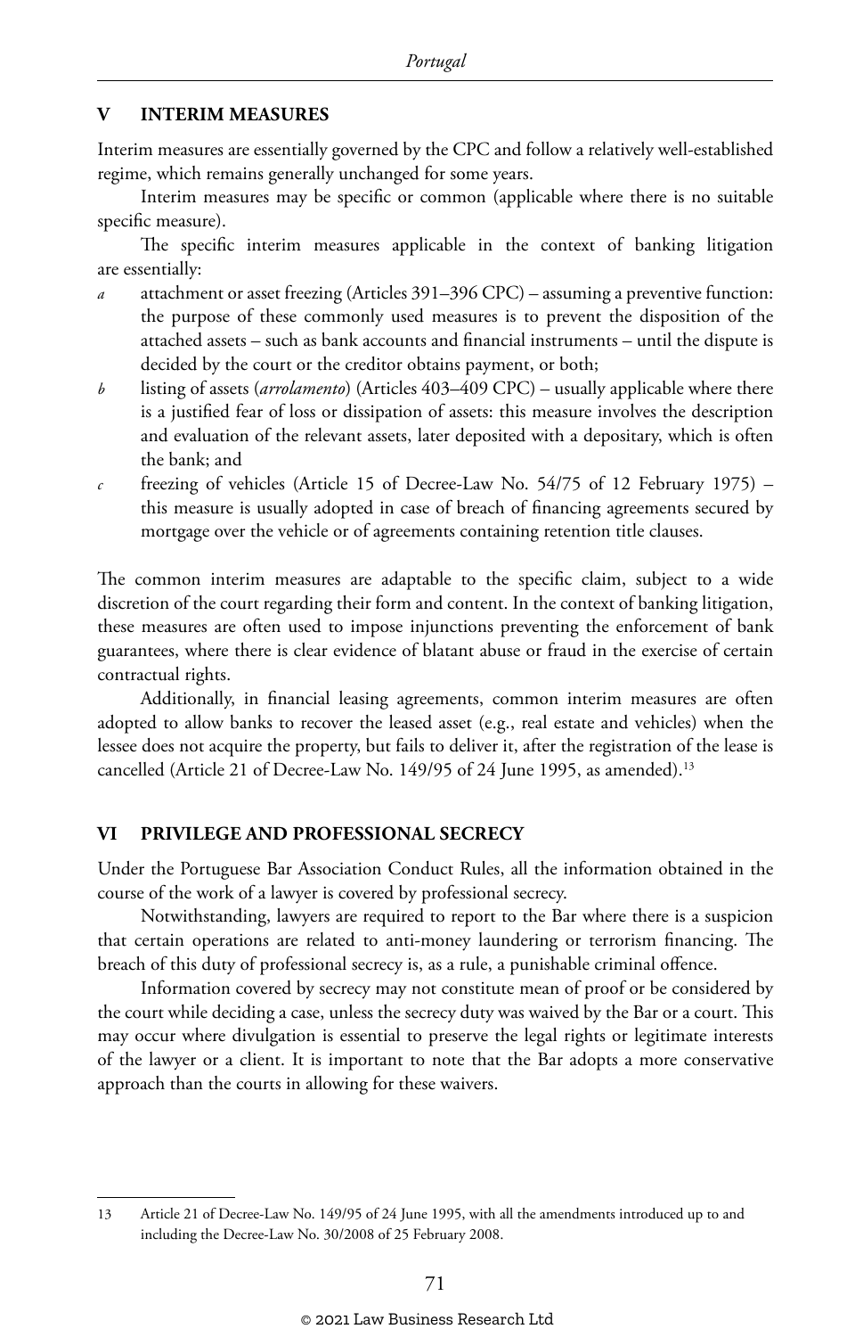## V INTERIM MEASURES

Interim measures are essentially governed by the CPC and follow a relatively well-established regime, which remains generally unchanged for some years.

Interim measures may be specific or common (applicable where there is no suitable specific measure).

The specific interim measures applicable in the context of banking litigation are essentially:

*a* attachment or asset freezing (Articles 391–396 CPC) – assuming a preventive function: the purpose of these commonly used measures is to prevent the disposition of the attached assets – such as bank accounts and financial instruments – until the dispute is decided by the court or the creditor obtains payment, or both;

*b* listing of assets (*arrolamento*) (Articles 403–409 CPC) – usually applicable where there is a justified fear of loss or dissipation of assets: this measure involves the description and evaluation of the relevant assets, later deposited with a depositary, which is often the bank; and

*c* freezing of vehicles (Article 15 of Decree-Law No. 54/75 of 12 February 1975) – this measure is usually adopted in case of breach of financing agreements secured by mortgage over the vehicle or of agreements containing retention title clauses.

The common interim measures are adaptable to the specific claim, subject to a wide discretion of the court regarding their form and content. In the context of banking litigation, these measures are often used to impose injunctions preventing the enforcement of bank guarantees, where there is clear evidence of blatant abuse or fraud in the exercise of certain contractual rights.

Additionally, in financial leasing agreements, common interim measures are often adopted to allow banks to recover the leased asset (e.g., real estate and vehicles) when the lessee does not acquire the property, but fails to deliver it, after the registration of the lease is cancelled (Article 21 of Decree-Law No. 149/95 of 24 June 1995, as amended).[13]

## VI PRIVILEGE AND PROFESSIONAL SECRECY

Under the Portuguese Bar Association Conduct Rules, all the information obtained in the course of the work of a lawyer is covered by professional secrecy.

Notwithstanding, lawyers are required to report to the Bar where there is a suspicion that certain operations are related to anti-money laundering or terrorism financing. The breach of this duty of professional secrecy is, as a rule, a punishable criminal offence.

Information covered by secrecy may not constitute mean of proof or be considered by the court while deciding a case, unless the secrecy duty was waived by the Bar or a court. This may occur where divulgation is essential to preserve the legal rights or legitimate interests of the lawyer or a client. It is important to note that the Bar adopts a more conservative approach than the courts in allowing for these waivers.

---

13 Article 21 of Decree-Law No. 149/95 of 24 June 1995, with all the amendments introduced up to and including the Decree-Law No. 30/2008 of 25 February 2008.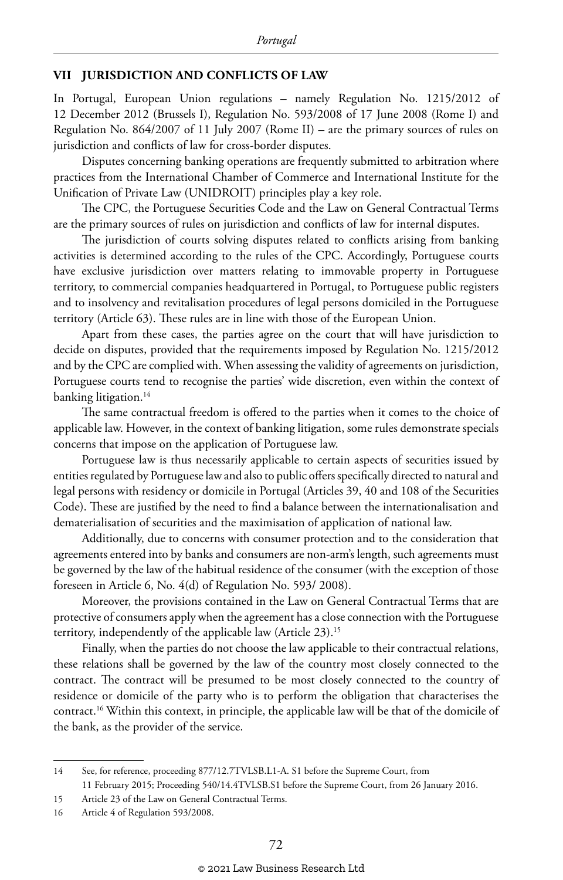## VII JURISDICTION AND CONFLICTS OF LAW

In Portugal, European Union regulations – namely Regulation No. 1215/2012 of 12 December 2012 (Brussels I), Regulation No. 593/2008 of 17 June 2008 (Rome I) and Regulation No. 864/2007 of 11 July 2007 (Rome II) – are the primary sources of rules on jurisdiction and conflicts of law for cross-border disputes.

Disputes concerning banking operations are frequently submitted to arbitration where practices from the International Chamber of Commerce and International Institute for the Unification of Private Law (UNIDROIT) principles play a key role.

The CPC, the Portuguese Securities Code and the Law on General Contractual Terms are the primary sources of rules on jurisdiction and conflicts of law for internal disputes.

The jurisdiction of courts solving disputes related to conflicts arising from banking activities is determined according to the rules of the CPC. Accordingly, Portuguese courts have exclusive jurisdiction over matters relating to immovable property in Portuguese territory, to commercial companies headquartered in Portugal, to Portuguese public registers and to insolvency and revitalisation procedures of legal persons domiciled in the Portuguese territory (Article 63). These rules are in line with those of the European Union.

Apart from these cases, the parties agree on the court that will have jurisdiction to decide on disputes, provided that the requirements imposed by Regulation No. 1215/2012 and by the CPC are complied with. When assessing the validity of agreements on jurisdiction, Portuguese courts tend to recognise the parties' wide discretion, even within the context of banking litigation.[14]

The same contractual freedom is offered to the parties when it comes to the choice of applicable law. However, in the context of banking litigation, some rules demonstrate specials concerns that impose on the application of Portuguese law.

Portuguese law is thus necessarily applicable to certain aspects of securities issued by entities regulated by Portuguese law and also to public offers specifically directed to natural and legal persons with residency or domicile in Portugal (Articles 39, 40 and 108 of the Securities Code). These are justified by the need to find a balance between the internationalisation and dematerialisation of securities and the maximisation of application of national law.

Additionally, due to concerns with consumer protection and to the consideration that agreements entered into by banks and consumers are non-arm's length, such agreements must be governed by the law of the habitual residence of the consumer (with the exception of those foreseen in Article 6, No. 4(d) of Regulation No. 593/ 2008).

Moreover, the provisions contained in the Law on General Contractual Terms that are protective of consumers apply when the agreement has a close connection with the Portuguese territory, independently of the applicable law (Article 23).[15]

Finally, when the parties do not choose the law applicable to their contractual relations, these relations shall be governed by the law of the country most closely connected to the contract. The contract will be presumed to be most closely connected to the country of residence or domicile of the party who is to perform the obligation that characterises the contract.[16] Within this context, in principle, the applicable law will be that of the domicile of the bank, as the provider of the service.

---

14 See, for reference, proceeding 877/12.7TVLSB.L1-A. S1 before the Supreme Court, from 11 February 2015; Proceeding 540/14.4TVLSB.S1 before the Supreme Court, from 26 January 2016.

15 Article 23 of the Law on General Contractual Terms.

16 Article 4 of Regulation 593/2008.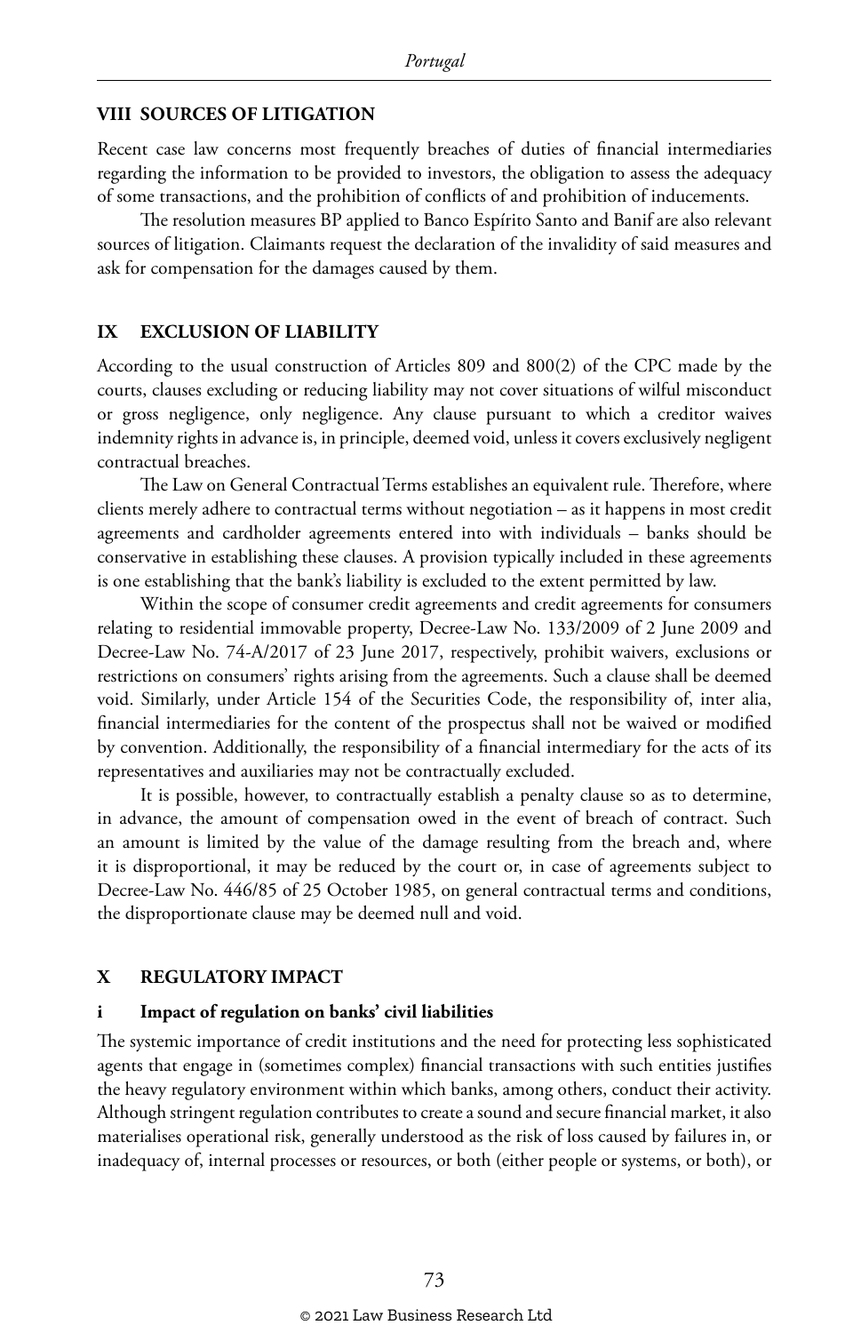## VIII SOURCES OF LITIGATION

Recent case law concerns most frequently breaches of duties of financial intermediaries regarding the information to be provided to investors, the obligation to assess the adequacy of some transactions, and the prohibition of conflicts of and prohibition of inducements.

The resolution measures BP applied to Banco Espírito Santo and Banif are also relevant sources of litigation. Claimants request the declaration of the invalidity of said measures and ask for compensation for the damages caused by them.

## IX EXCLUSION OF LIABILITY

According to the usual construction of Articles 809 and 800(2) of the CPC made by the courts, clauses excluding or reducing liability may not cover situations of wilful misconduct or gross negligence, only negligence. Any clause pursuant to which a creditor waives indemnity rights in advance is, in principle, deemed void, unless it covers exclusively negligent contractual breaches.

The Law on General Contractual Terms establishes an equivalent rule. Therefore, where clients merely adhere to contractual terms without negotiation – as it happens in most credit agreements and cardholder agreements entered into with individuals – banks should be conservative in establishing these clauses. A provision typically included in these agreements is one establishing that the bank's liability is excluded to the extent permitted by law.

Within the scope of consumer credit agreements and credit agreements for consumers relating to residential immovable property, Decree-Law No. 133/2009 of 2 June 2009 and Decree-Law No. 74-A/2017 of 23 June 2017, respectively, prohibit waivers, exclusions or restrictions on consumers' rights arising from the agreements. Such a clause shall be deemed void. Similarly, under Article 154 of the Securities Code, the responsibility of, inter alia, financial intermediaries for the content of the prospectus shall not be waived or modified by convention. Additionally, the responsibility of a financial intermediary for the acts of its representatives and auxiliaries may not be contractually excluded.

It is possible, however, to contractually establish a penalty clause so as to determine, in advance, the amount of compensation owed in the event of breach of contract. Such an amount is limited by the value of the damage resulting from the breach and, where it is disproportional, it may be reduced by the court or, in case of agreements subject to Decree-Law No. 446/85 of 25 October 1985, on general contractual terms and conditions, the disproportionate clause may be deemed null and void.

## X REGULATORY IMPACT

### i Impact of regulation on banks' civil liabilities

The systemic importance of credit institutions and the need for protecting less sophisticated agents that engage in (sometimes complex) financial transactions with such entities justifies the heavy regulatory environment within which banks, among others, conduct their activity. Although stringent regulation contributes to create a sound and secure financial market, it also materialises operational risk, generally understood as the risk of loss caused by failures in, or inadequacy of, internal processes or resources, or both (either people or systems, or both), or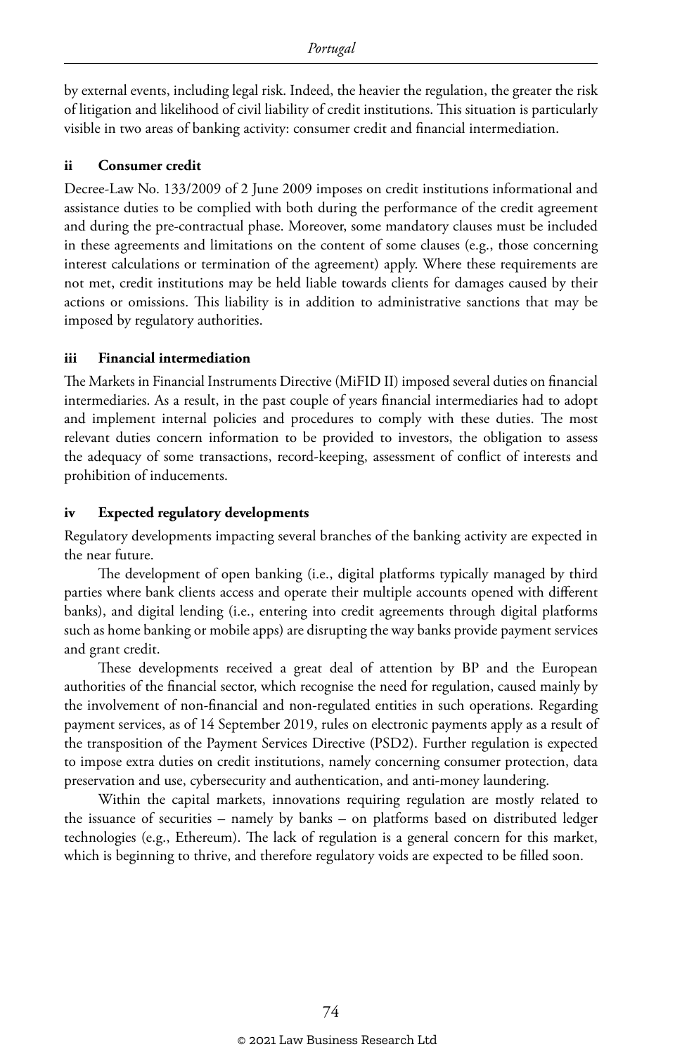by external events, including legal risk. Indeed, the heavier the regulation, the greater the risk of litigation and likelihood of civil liability of credit institutions. This situation is particularly visible in two areas of banking activity: consumer credit and financial intermediation.

### ii Consumer credit

Decree-Law No. 133/2009 of 2 June 2009 imposes on credit institutions informational and assistance duties to be complied with both during the performance of the credit agreement and during the pre-contractual phase. Moreover, some mandatory clauses must be included in these agreements and limitations on the content of some clauses (e.g., those concerning interest calculations or termination of the agreement) apply. Where these requirements are not met, credit institutions may be held liable towards clients for damages caused by their actions or omissions. This liability is in addition to administrative sanctions that may be imposed by regulatory authorities.

### iii Financial intermediation

The Markets in Financial Instruments Directive (MiFID II) imposed several duties on financial intermediaries. As a result, in the past couple of years financial intermediaries had to adopt and implement internal policies and procedures to comply with these duties. The most relevant duties concern information to be provided to investors, the obligation to assess the adequacy of some transactions, record-keeping, assessment of conflict of interests and prohibition of inducements.

### iv Expected regulatory developments

Regulatory developments impacting several branches of the banking activity are expected in the near future.

The development of open banking (i.e., digital platforms typically managed by third parties where bank clients access and operate their multiple accounts opened with different banks), and digital lending (i.e., entering into credit agreements through digital platforms such as home banking or mobile apps) are disrupting the way banks provide payment services and grant credit.

These developments received a great deal of attention by BP and the European authorities of the financial sector, which recognise the need for regulation, caused mainly by the involvement of non-financial and non-regulated entities in such operations. Regarding payment services, as of 14 September 2019, rules on electronic payments apply as a result of the transposition of the Payment Services Directive (PSD2). Further regulation is expected to impose extra duties on credit institutions, namely concerning consumer protection, data preservation and use, cybersecurity and authentication, and anti-money laundering.

Within the capital markets, innovations requiring regulation are mostly related to the issuance of securities – namely by banks – on platforms based on distributed ledger technologies (e.g., Ethereum). The lack of regulation is a general concern for this market, which is beginning to thrive, and therefore regulatory voids are expected to be filled soon.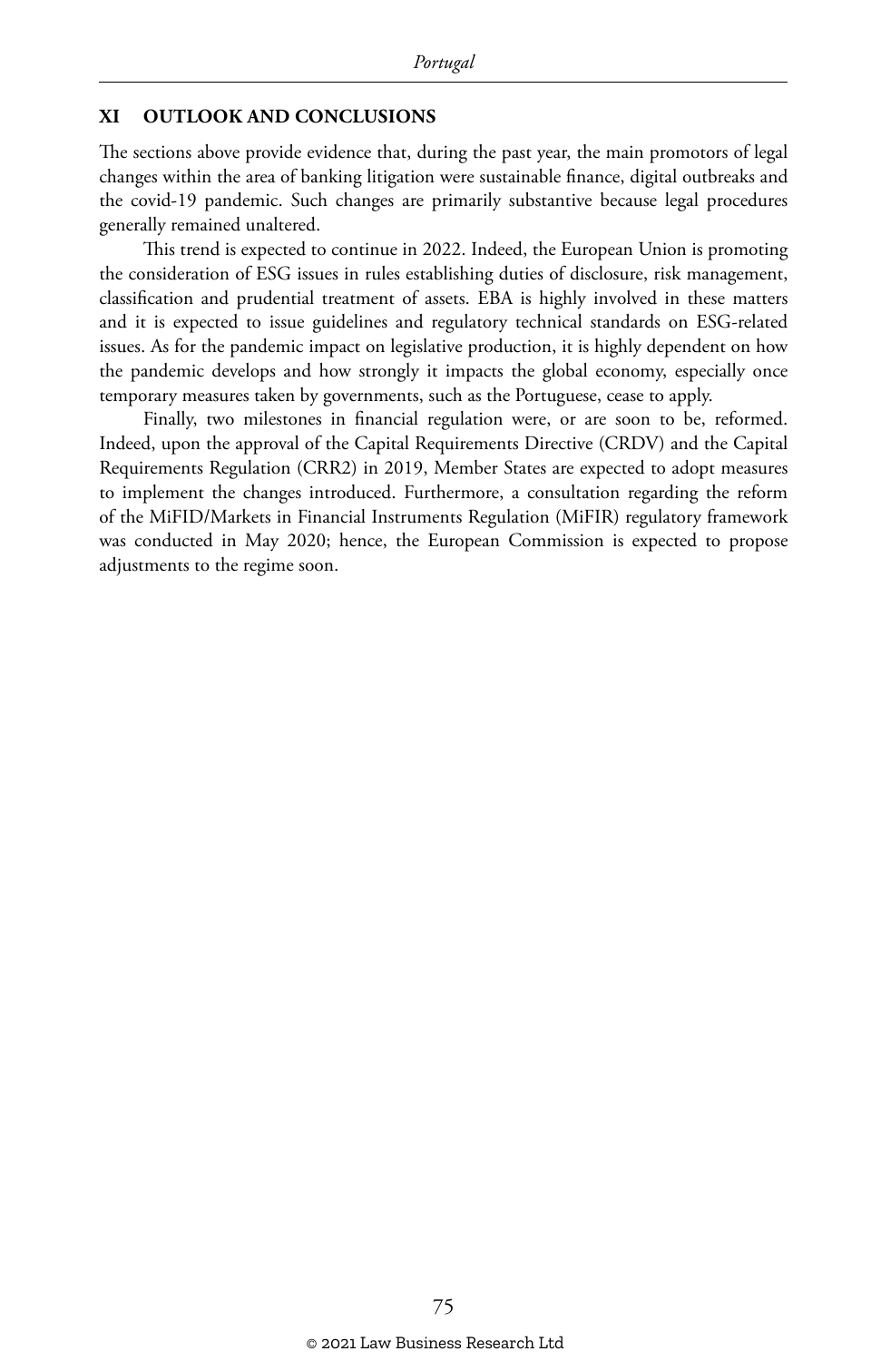## XI OUTLOOK AND CONCLUSIONS

The sections above provide evidence that, during the past year, the main promotors of legal changes within the area of banking litigation were sustainable finance, digital outbreaks and the covid-19 pandemic. Such changes are primarily substantive because legal procedures generally remained unaltered.

This trend is expected to continue in 2022. Indeed, the European Union is promoting the consideration of ESG issues in rules establishing duties of disclosure, risk management, classification and prudential treatment of assets. EBA is highly involved in these matters and it is expected to issue guidelines and regulatory technical standards on ESG-related issues. As for the pandemic impact on legislative production, it is highly dependent on how the pandemic develops and how strongly it impacts the global economy, especially once temporary measures taken by governments, such as the Portuguese, cease to apply.

Finally, two milestones in financial regulation were, or are soon to be, reformed. Indeed, upon the approval of the Capital Requirements Directive (CRDV) and the Capital Requirements Regulation (CRR2) in 2019, Member States are expected to adopt measures to implement the changes introduced. Furthermore, a consultation regarding the reform of the MiFID/Markets in Financial Instruments Regulation (MiFIR) regulatory framework was conducted in May 2020; hence, the European Commission is expected to propose adjustments to the regime soon.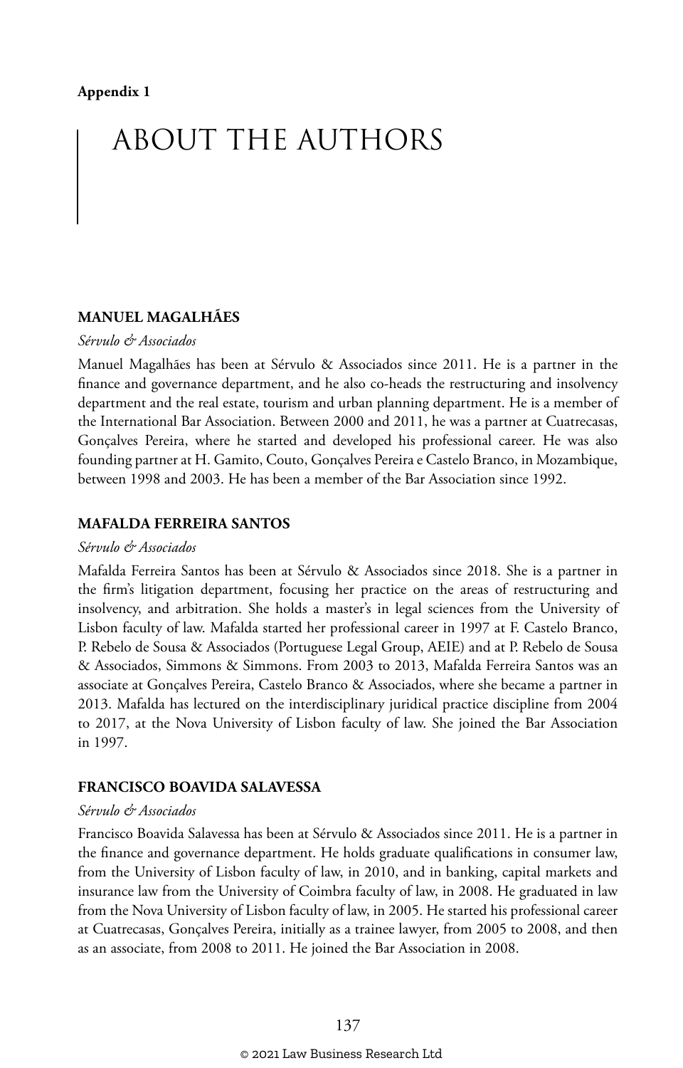**Appendix 1**

# ABOUT THE AUTHORS

## MANUEL MAGALHÃES

*Sérvulo & Associados*

Manuel Magalhães has been at Sérvulo & Associados since 2011. He is a partner in the finance and governance department, and he also co-heads the restructuring and insolvency department and the real estate, tourism and urban planning department. He is a member of the International Bar Association. Between 2000 and 2011, he was a partner at Cuatrecasas, Gonçalves Pereira, where he started and developed his professional career. He was also founding partner at H. Gamito, Couto, Gonçalves Pereira e Castelo Branco, in Mozambique, between 1998 and 2003. He has been a member of the Bar Association since 1992.

## MAFALDA FERREIRA SANTOS

*Sérvulo & Associados*

Mafalda Ferreira Santos has been at Sérvulo & Associados since 2018. She is a partner in the firm's litigation department, focusing her practice on the areas of restructuring and insolvency, and arbitration. She holds a master's in legal sciences from the University of Lisbon faculty of law. Mafalda started her professional career in 1997 at F. Castelo Branco, P. Rebelo de Sousa & Associados (Portuguese Legal Group, AEIE) and at P. Rebelo de Sousa & Associados, Simmons & Simmons. From 2003 to 2013, Mafalda Ferreira Santos was an associate at Gonçalves Pereira, Castelo Branco & Associados, where she became a partner in 2013. Mafalda has lectured on the interdisciplinary juridical practice discipline from 2004 to 2017, at the Nova University of Lisbon faculty of law. She joined the Bar Association in 1997.

## FRANCISCO BOAVIDA SALAVESSA

*Sérvulo & Associados*

Francisco Boavida Salavessa has been at Sérvulo & Associados since 2011. He is a partner in the finance and governance department. He holds graduate qualifications in consumer law, from the University of Lisbon faculty of law, in 2010, and in banking, capital markets and insurance law from the University of Coimbra faculty of law, in 2008. He graduated in law from the Nova University of Lisbon faculty of law, in 2005. He started his professional career at Cuatrecasas, Gonçalves Pereira, initially as a trainee lawyer, from 2005 to 2008, and then as an associate, from 2008 to 2011. He joined the Bar Association in 2008.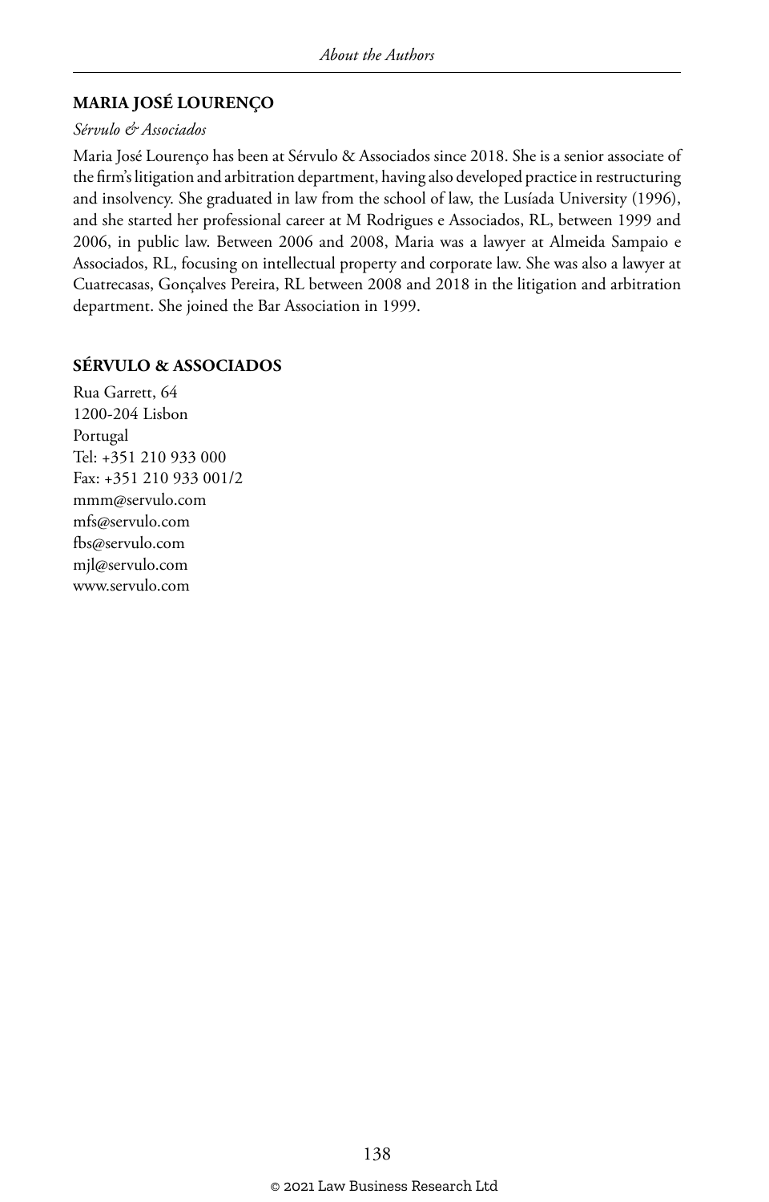## MARIA JOSÉ LOURENÇO

*Sérvulo & Associados*

Maria José Lourenço has been at Sérvulo & Associados since 2018. She is a senior associate of the firm's litigation and arbitration department, having also developed practice in restructuring and insolvency. She graduated in law from the school of law, the Lusíada University (1996), and she started her professional career at M Rodrigues e Associados, RL, between 1999 and 2006, in public law. Between 2006 and 2008, Maria was a lawyer at Almeida Sampaio e Associados, RL, focusing on intellectual property and corporate law. She was also a lawyer at Cuatrecasas, Gonçalves Pereira, RL between 2008 and 2018 in the litigation and arbitration department. She joined the Bar Association in 1999.

## SÉRVULO & ASSOCIADOS

Rua Garrett, 64
1200-204 Lisbon
Portugal
Tel: +351 210 933 000
Fax: +351 210 933 001/2
mmm@servulo.com
mfs@servulo.com
fbs@servulo.com
mjl@servulo.com
www.servulo.com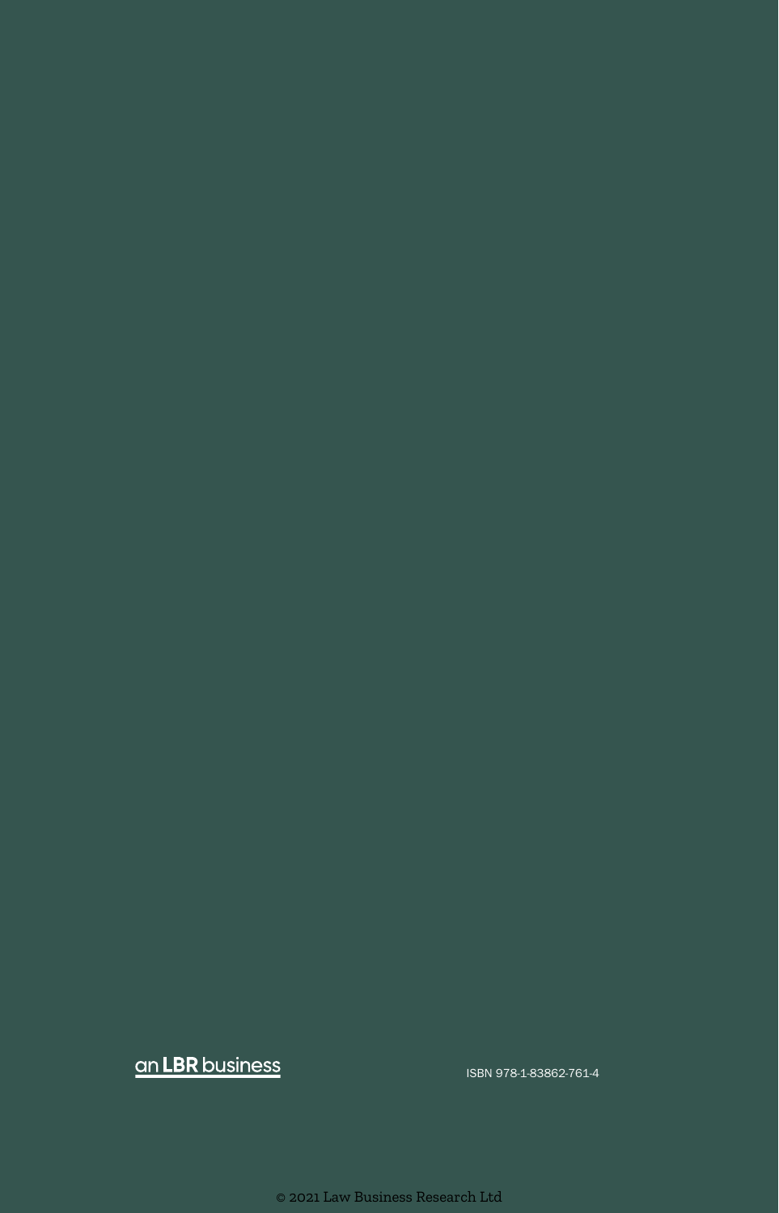an LBR business

ISBN 978-1-83862-761-4

© 2021 Law Business Research Ltd